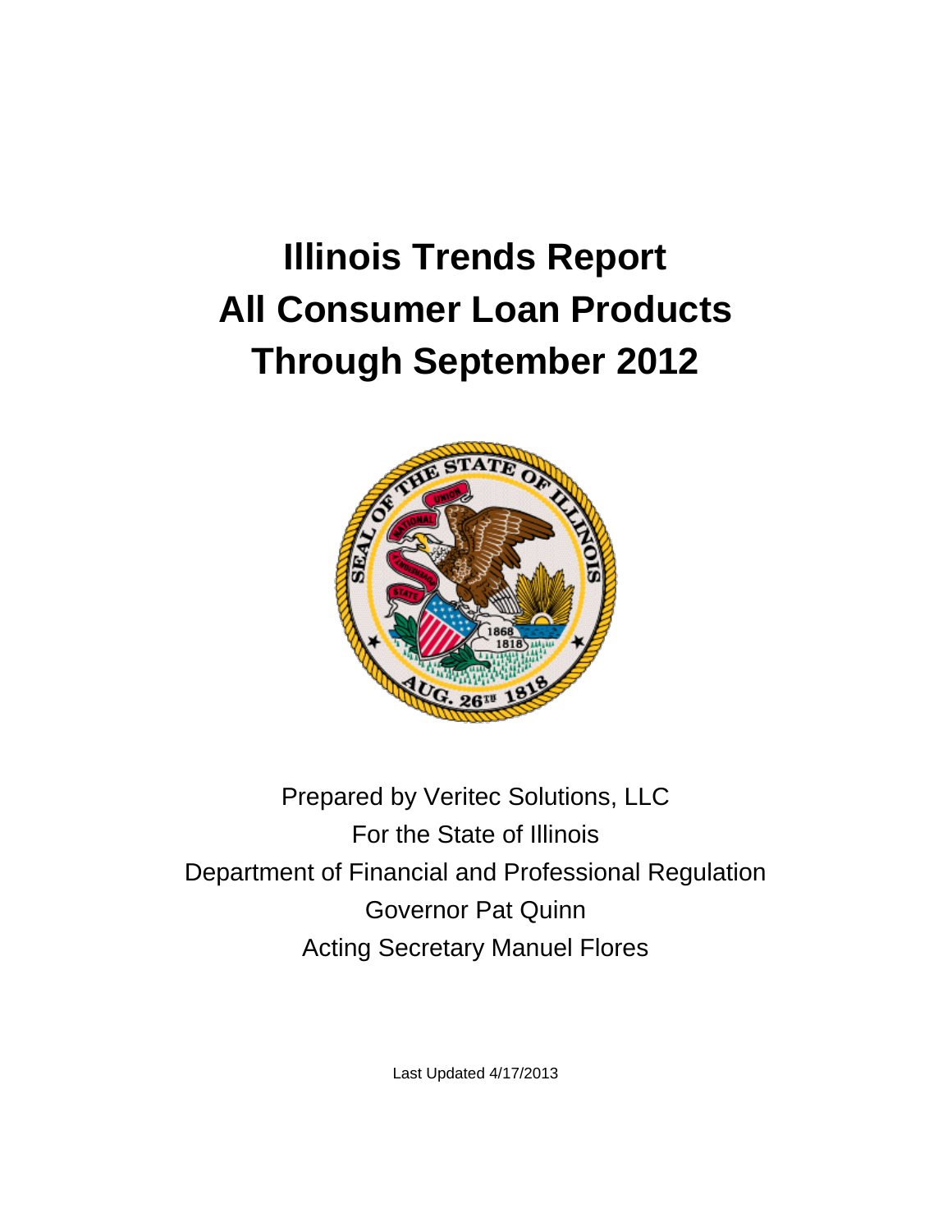# Illinois Trends Report
# All Consumer Loan Products
# Through September 2012

Prepared by Veritec Solutions, LLC

For the State of Illinois

Department of Financial and Professional Regulation

Governor Pat Quinn

Acting Secretary Manuel Flores

Last Updated 4/17/2013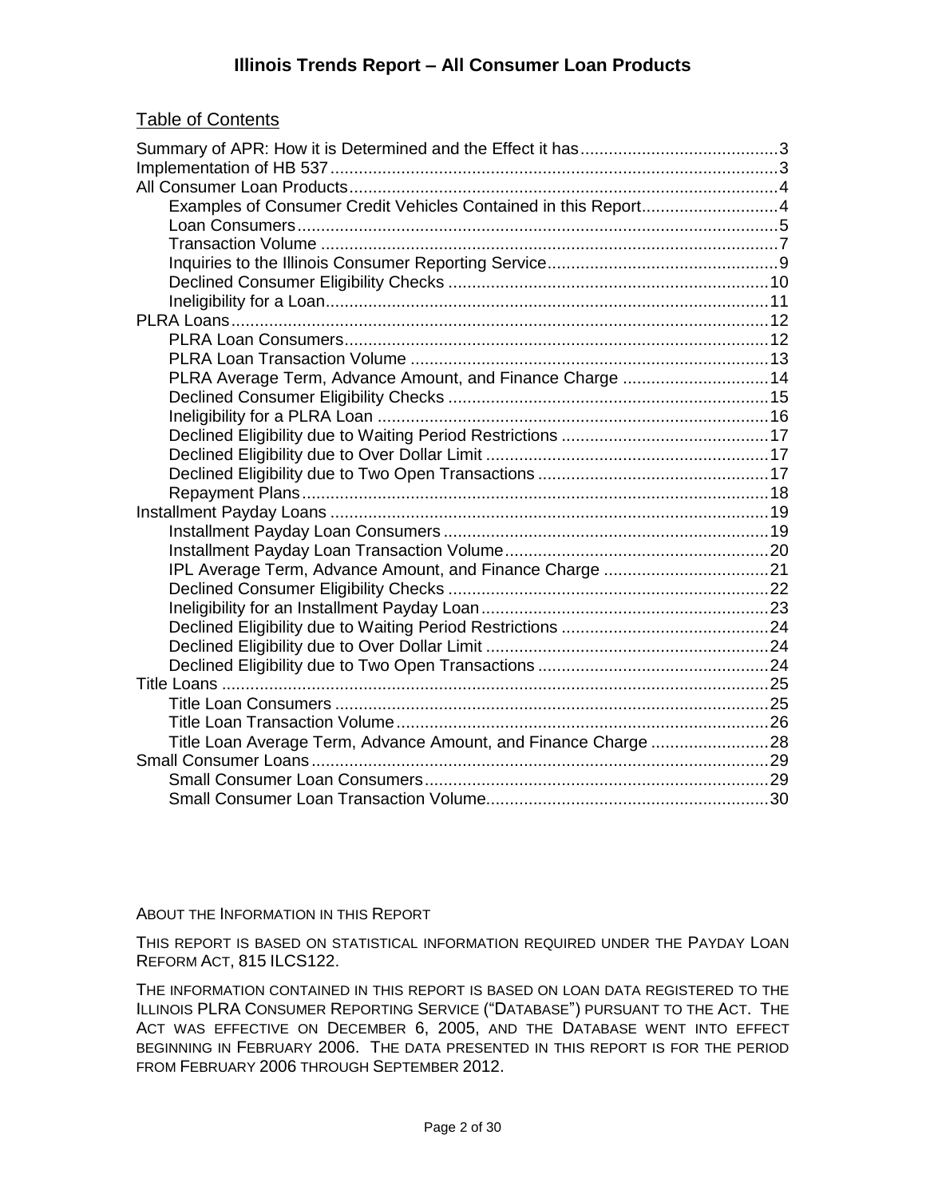# Illinois Trends Report – All Consumer Loan Products

## Table of Contents

- Summary of APR: How it is Determined and the Effect it has .......... 3
- Implementation of HB 537 .......... 3
- All Consumer Loan Products .......... 4
  - Examples of Consumer Credit Vehicles Contained in this Report .......... 4
  - Loan Consumers .......... 5
  - Transaction Volume .......... 7
  - Inquiries to the Illinois Consumer Reporting Service .......... 9
  - Declined Consumer Eligibility Checks .......... 10
  - Ineligibility for a Loan .......... 11
- PLRA Loans .......... 12
  - PLRA Loan Consumers .......... 12
  - PLRA Loan Transaction Volume .......... 13
  - PLRA Average Term, Advance Amount, and Finance Charge .......... 14
  - Declined Consumer Eligibility Checks .......... 15
  - Ineligibility for a PLRA Loan .......... 16
  - Declined Eligibility due to Waiting Period Restrictions .......... 17
  - Declined Eligibility due to Over Dollar Limit .......... 17
  - Declined Eligibility due to Two Open Transactions .......... 17
  - Repayment Plans .......... 18
- Installment Payday Loans .......... 19
  - Installment Payday Loan Consumers .......... 19
  - Installment Payday Loan Transaction Volume .......... 20
  - IPL Average Term, Advance Amount, and Finance Charge .......... 21
  - Declined Consumer Eligibility Checks .......... 22
  - Ineligibility for an Installment Payday Loan .......... 23
  - Declined Eligibility due to Waiting Period Restrictions .......... 24
  - Declined Eligibility due to Over Dollar Limit .......... 24
  - Declined Eligibility due to Two Open Transactions .......... 24
- Title Loans .......... 25
  - Title Loan Consumers .......... 25
  - Title Loan Transaction Volume .......... 26
  - Title Loan Average Term, Advance Amount, and Finance Charge .......... 28
- Small Consumer Loans .......... 29
  - Small Consumer Loan Consumers .......... 29
  - Small Consumer Loan Transaction Volume .......... 30

ABOUT THE INFORMATION IN THIS REPORT

THIS REPORT IS BASED ON STATISTICAL INFORMATION REQUIRED UNDER THE PAYDAY LOAN REFORM ACT, 815 ILCS122.

THE INFORMATION CONTAINED IN THIS REPORT IS BASED ON LOAN DATA REGISTERED TO THE ILLINOIS PLRA CONSUMER REPORTING SERVICE ("DATABASE") PURSUANT TO THE ACT. THE ACT WAS EFFECTIVE ON DECEMBER 6, 2005, AND THE DATABASE WENT INTO EFFECT BEGINNING IN FEBRUARY 2006. THE DATA PRESENTED IN THIS REPORT IS FOR THE PERIOD FROM FEBRUARY 2006 THROUGH SEPTEMBER 2012.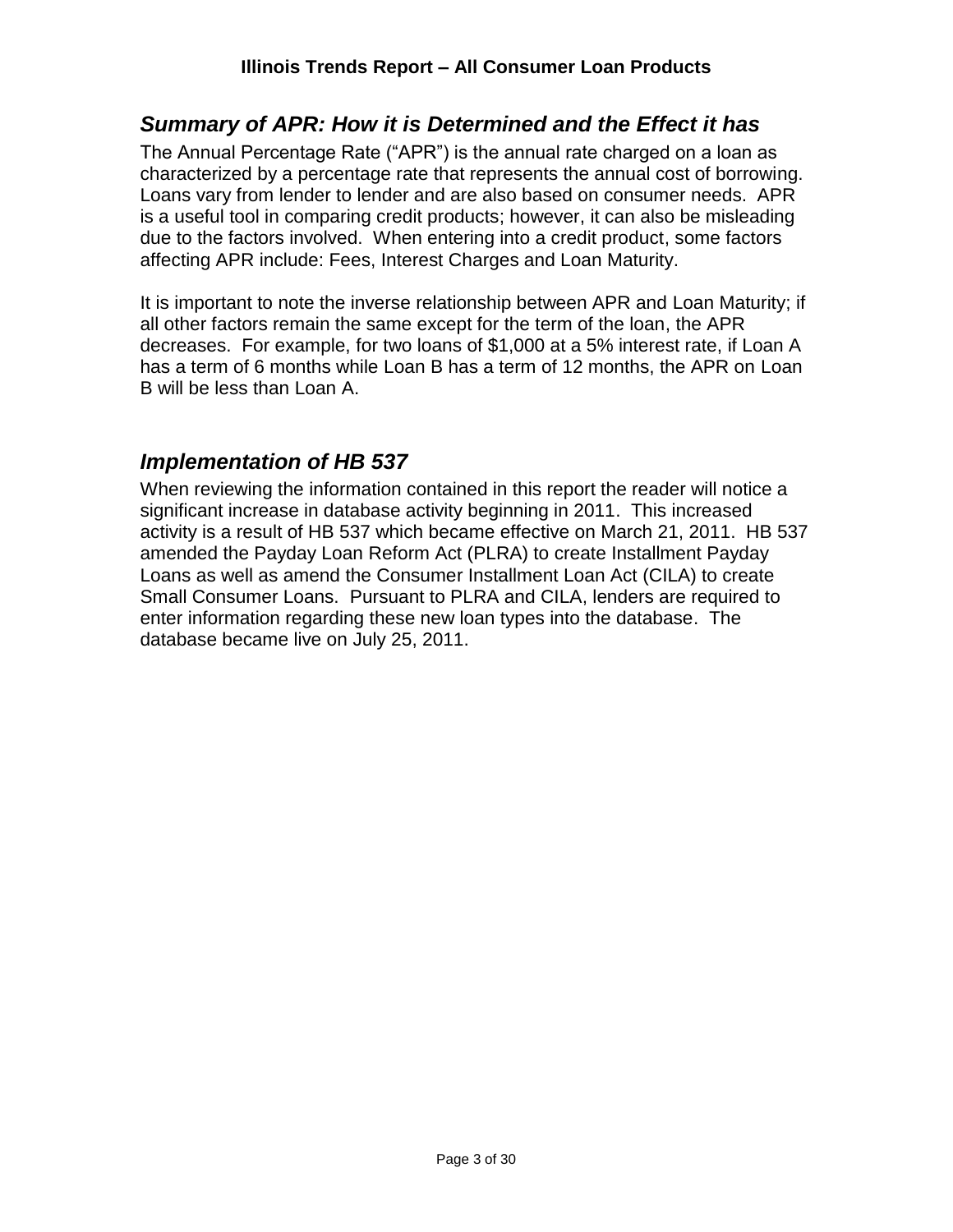## *Summary of APR: How it is Determined and the Effect it has*

The Annual Percentage Rate ("APR") is the annual rate charged on a loan as characterized by a percentage rate that represents the annual cost of borrowing. Loans vary from lender to lender and are also based on consumer needs. APR is a useful tool in comparing credit products; however, it can also be misleading due to the factors involved. When entering into a credit product, some factors affecting APR include: Fees, Interest Charges and Loan Maturity.

It is important to note the inverse relationship between APR and Loan Maturity; if all other factors remain the same except for the term of the loan, the APR decreases. For example, for two loans of $1,000 at a 5% interest rate, if Loan A has a term of 6 months while Loan B has a term of 12 months, the APR on Loan B will be less than Loan A.

## *Implementation of HB 537*

When reviewing the information contained in this report the reader will notice a significant increase in database activity beginning in 2011. This increased activity is a result of HB 537 which became effective on March 21, 2011. HB 537 amended the Payday Loan Reform Act (PLRA) to create Installment Payday Loans as well as amend the Consumer Installment Loan Act (CILA) to create Small Consumer Loans. Pursuant to PLRA and CILA, lenders are required to enter information regarding these new loan types into the database. The database became live on July 25, 2011.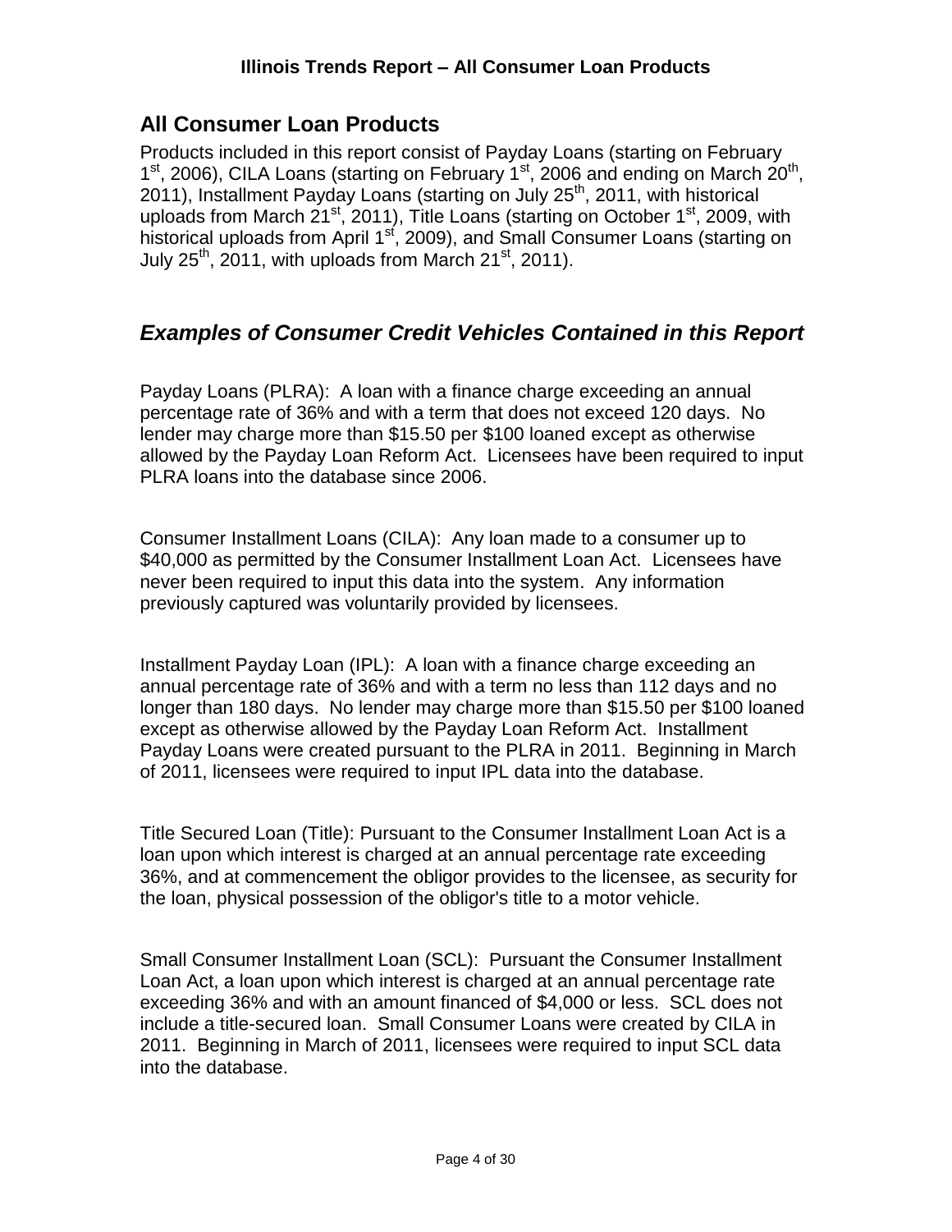## All Consumer Loan Products

Products included in this report consist of Payday Loans (starting on February 1st, 2006), CILA Loans (starting on February 1st, 2006 and ending on March 20th, 2011), Installment Payday Loans (starting on July 25th, 2011, with historical uploads from March 21st, 2011), Title Loans (starting on October 1st, 2009, with historical uploads from April 1st, 2009), and Small Consumer Loans (starting on July 25th, 2011, with uploads from March 21st, 2011).

## *Examples of Consumer Credit Vehicles Contained in this Report*

Payday Loans (PLRA): A loan with a finance charge exceeding an annual percentage rate of 36% and with a term that does not exceed 120 days. No lender may charge more than $15.50 per $100 loaned except as otherwise allowed by the Payday Loan Reform Act. Licensees have been required to input PLRA loans into the database since 2006.

Consumer Installment Loans (CILA): Any loan made to a consumer up to $40,000 as permitted by the Consumer Installment Loan Act. Licensees have never been required to input this data into the system. Any information previously captured was voluntarily provided by licensees.

Installment Payday Loan (IPL): A loan with a finance charge exceeding an annual percentage rate of 36% and with a term no less than 112 days and no longer than 180 days. No lender may charge more than $15.50 per $100 loaned except as otherwise allowed by the Payday Loan Reform Act. Installment Payday Loans were created pursuant to the PLRA in 2011. Beginning in March of 2011, licensees were required to input IPL data into the database.

Title Secured Loan (Title): Pursuant to the Consumer Installment Loan Act is a loan upon which interest is charged at an annual percentage rate exceeding 36%, and at commencement the obligor provides to the licensee, as security for the loan, physical possession of the obligor's title to a motor vehicle.

Small Consumer Installment Loan (SCL): Pursuant the Consumer Installment Loan Act, a loan upon which interest is charged at an annual percentage rate exceeding 36% and with an amount financed of $4,000 or less. SCL does not include a title-secured loan. Small Consumer Loans were created by CILA in 2011. Beginning in March of 2011, licensees were required to input SCL data into the database.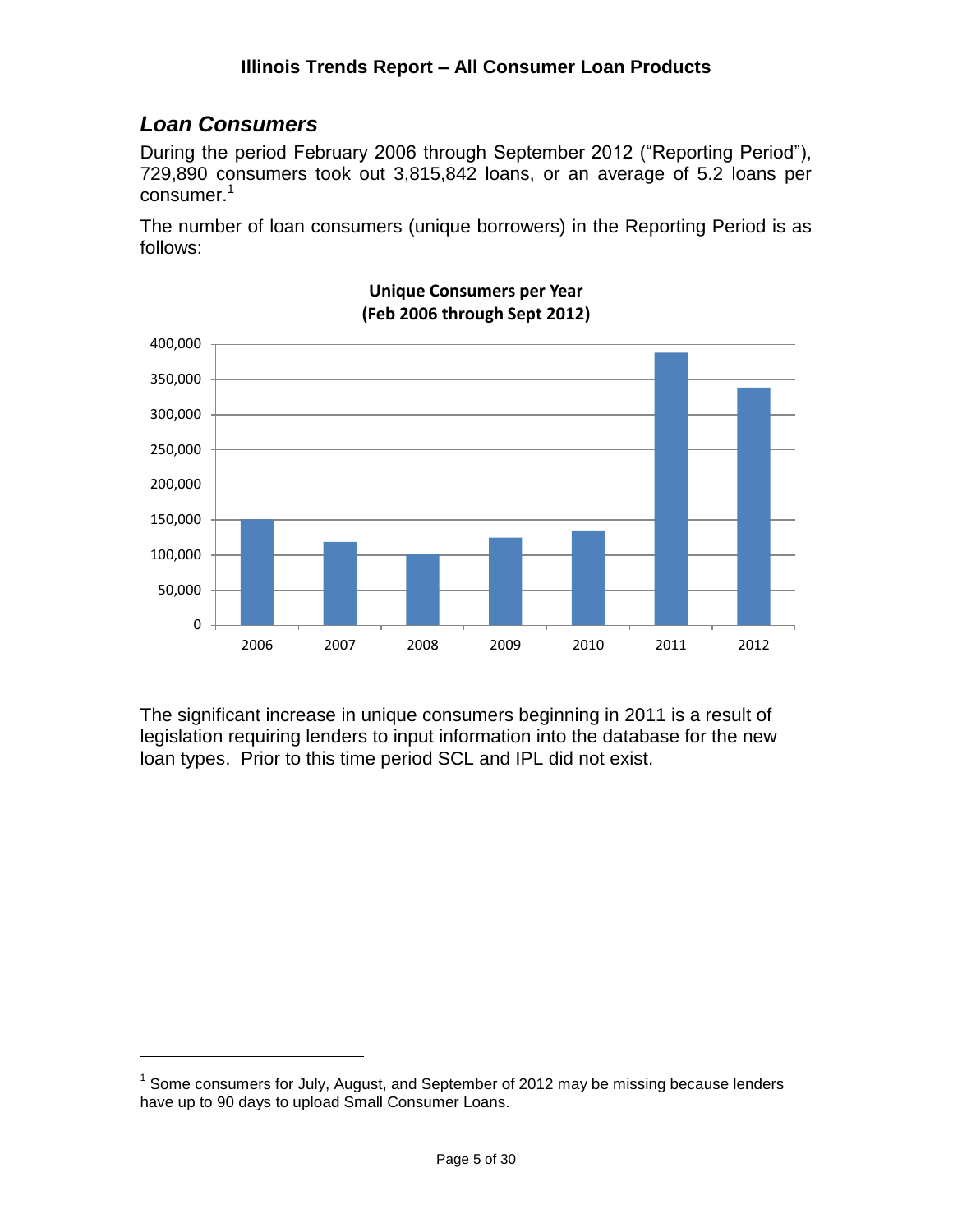## *Loan Consumers*

During the period February 2006 through September 2012 ("Reporting Period"), 729,890 consumers took out 3,815,842 loans, or an average of 5.2 loans per consumer.[1]

The number of loan consumers (unique borrowers) in the Reporting Period is as follows:

**Unique Consumers per Year (Feb 2006 through Sept 2012)**

The significant increase in unique consumers beginning in 2011 is a result of legislation requiring lenders to input information into the database for the new loan types. Prior to this time period SCL and IPL did not exist.

[1] Some consumers for July, August, and September of 2012 may be missing because lenders have up to 90 days to upload Small Consumer Loans.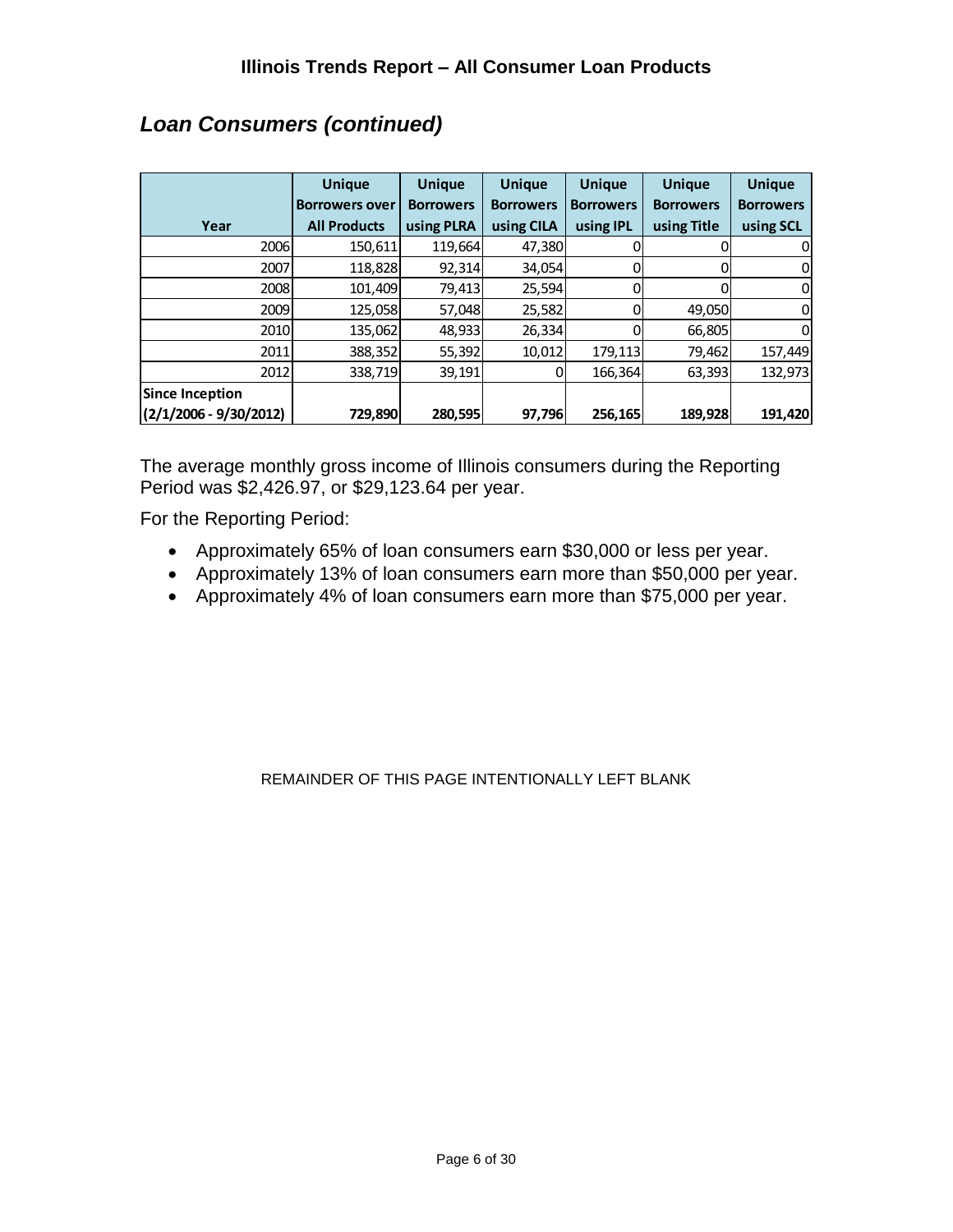## *Loan Consumers (continued)*

| Year | Unique Borrowers over All Products | Unique Borrowers using PLRA | Unique Borrowers using CILA | Unique Borrowers using IPL | Unique Borrowers using Title | Unique Borrowers using SCL |
|---|---|---|---|---|---|---|
| 2006 | 150,611 | 119,664 | 47,380 | 0 | 0 | 0 |
| 2007 | 118,828 | 92,314 | 34,054 | 0 | 0 | 0 |
| 2008 | 101,409 | 79,413 | 25,594 | 0 | 0 | 0 |
| 2009 | 125,058 | 57,048 | 25,582 | 0 | 49,050 | 0 |
| 2010 | 135,062 | 48,933 | 26,334 | 0 | 66,805 | 0 |
| 2011 | 388,352 | 55,392 | 10,012 | 179,113 | 79,462 | 157,449 |
| 2012 | 338,719 | 39,191 | 0 | 166,364 | 63,393 | 132,973 |
| **Since Inception (2/1/2006 - 9/30/2012)** | **729,890** | **280,595** | **97,796** | **256,165** | **189,928** | **191,420** |

The average monthly gross income of Illinois consumers during the Reporting Period was $2,426.97, or $29,123.64 per year.

For the Reporting Period:

- Approximately 65% of loan consumers earn $30,000 or less per year.
- Approximately 13% of loan consumers earn more than $50,000 per year.
- Approximately 4% of loan consumers earn more than $75,000 per year.

REMAINDER OF THIS PAGE INTENTIONALLY LEFT BLANK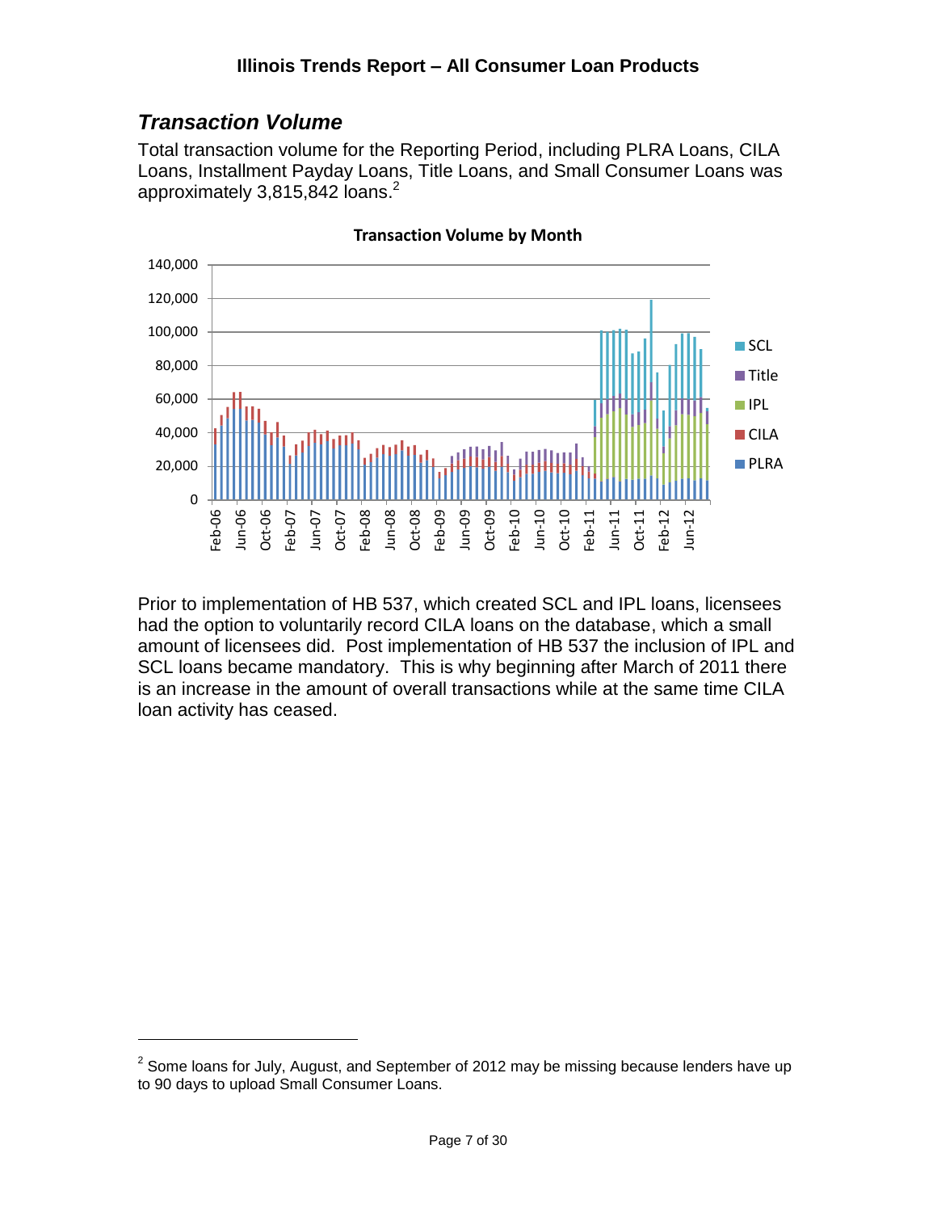## *Transaction Volume*

Total transaction volume for the Reporting Period, including PLRA Loans, CILA Loans, Installment Payday Loans, Title Loans, and Small Consumer Loans was approximately 3,815,842 loans.[2]

**Transaction Volume by Month**

Prior to implementation of HB 537, which created SCL and IPL loans, licensees had the option to voluntarily record CILA loans on the database, which a small amount of licensees did. Post implementation of HB 537 the inclusion of IPL and SCL loans became mandatory. This is why beginning after March of 2011 there is an increase in the amount of overall transactions while at the same time CILA loan activity has ceased.

---

[2] Some loans for July, August, and September of 2012 may be missing because lenders have up to 90 days to upload Small Consumer Loans.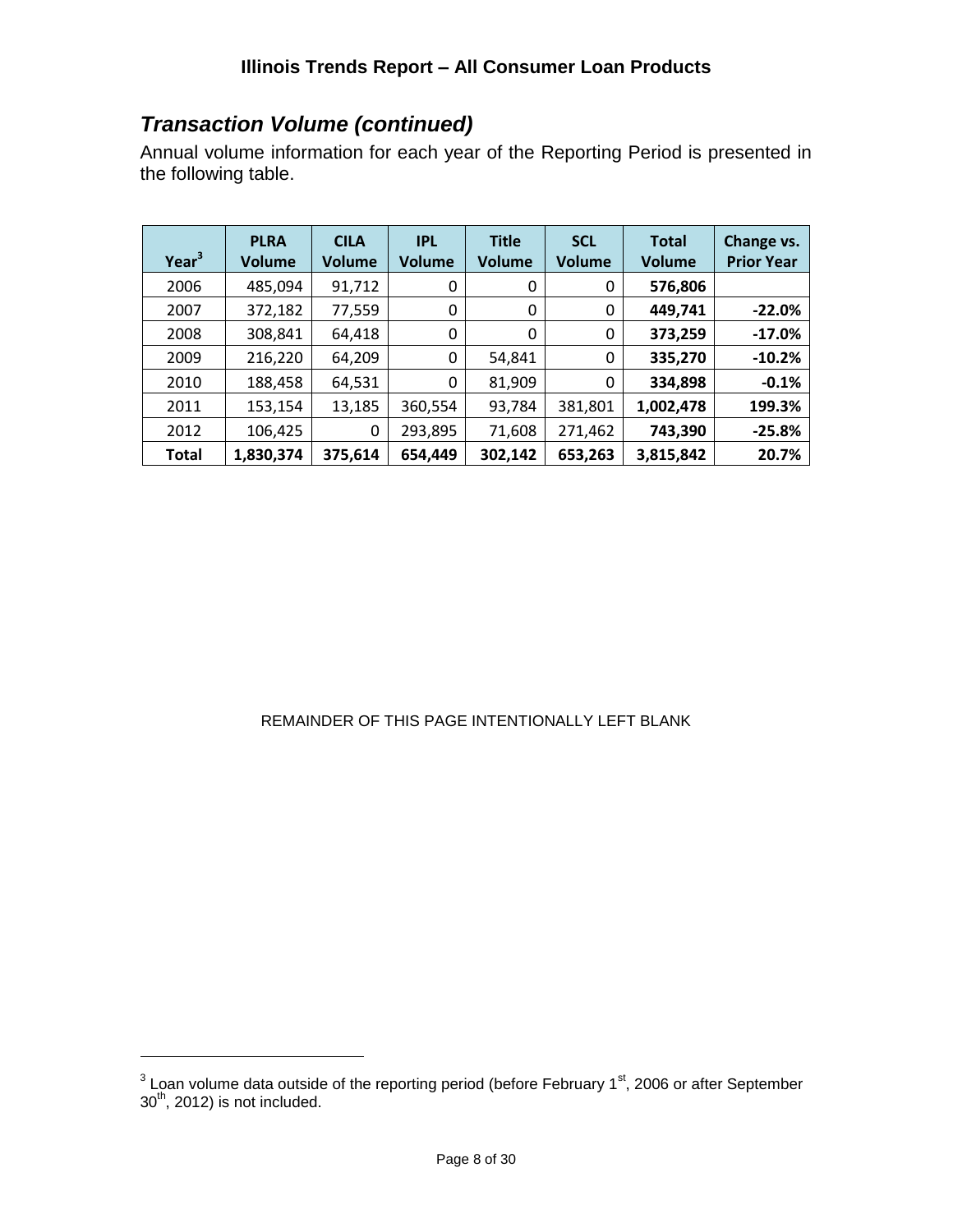## *Transaction Volume (continued)*

Annual volume information for each year of the Reporting Period is presented in the following table.

| Year[3] | PLRA Volume | CILA Volume | IPL Volume | Title Volume | SCL Volume | Total Volume | Change vs. Prior Year |
|---|---|---|---|---|---|---|---|
| 2006 | 485,094 | 91,712 | 0 | 0 | 0 | **576,806** | |
| 2007 | 372,182 | 77,559 | 0 | 0 | 0 | **449,741** | **-22.0%** |
| 2008 | 308,841 | 64,418 | 0 | 0 | 0 | **373,259** | **-17.0%** |
| 2009 | 216,220 | 64,209 | 0 | 54,841 | 0 | **335,270** | **-10.2%** |
| 2010 | 188,458 | 64,531 | 0 | 81,909 | 0 | **334,898** | **-0.1%** |
| 2011 | 153,154 | 13,185 | 360,554 | 93,784 | 381,801 | **1,002,478** | **199.3%** |
| 2012 | 106,425 | 0 | 293,895 | 71,608 | 271,462 | **743,390** | **-25.8%** |
| **Total** | **1,830,374** | **375,614** | **654,449** | **302,142** | **653,263** | **3,815,842** | **20.7%** |

REMAINDER OF THIS PAGE INTENTIONALLY LEFT BLANK

[3] Loan volume data outside of the reporting period (before February 1st, 2006 or after September 30th, 2012) is not included.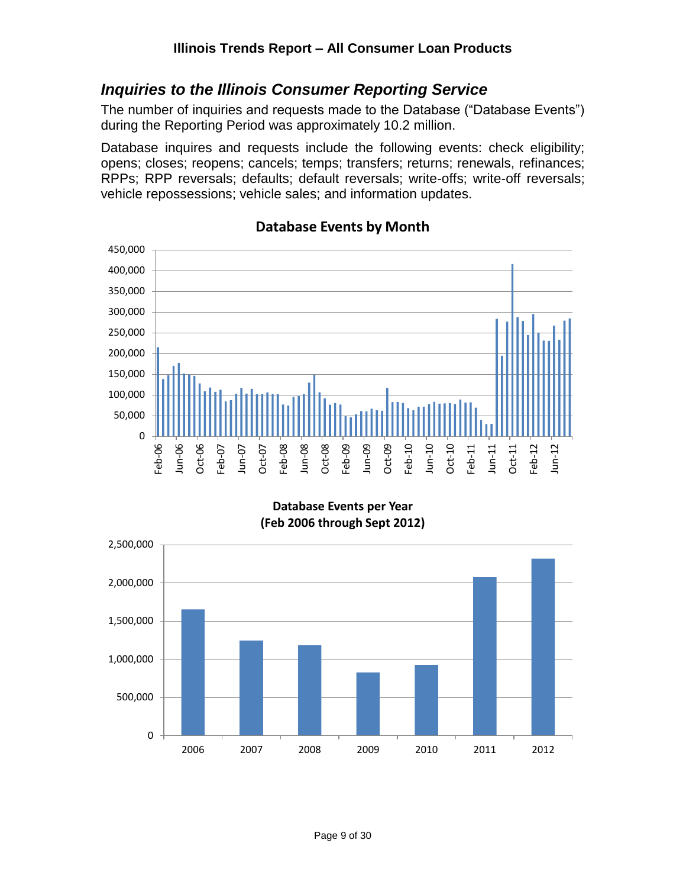## *Inquiries to the Illinois Consumer Reporting Service*

The number of inquiries and requests made to the Database ("Database Events") during the Reporting Period was approximately 10.2 million.

Database inquires and requests include the following events: check eligibility; opens; closes; reopens; cancels; temps; transfers; returns; renewals, refinances; RPPs; RPP reversals; defaults; default reversals; write-offs; write-off reversals; vehicle repossessions; vehicle sales; and information updates.

**Database Events by Month**

**Database Events per Year (Feb 2006 through Sept 2012)**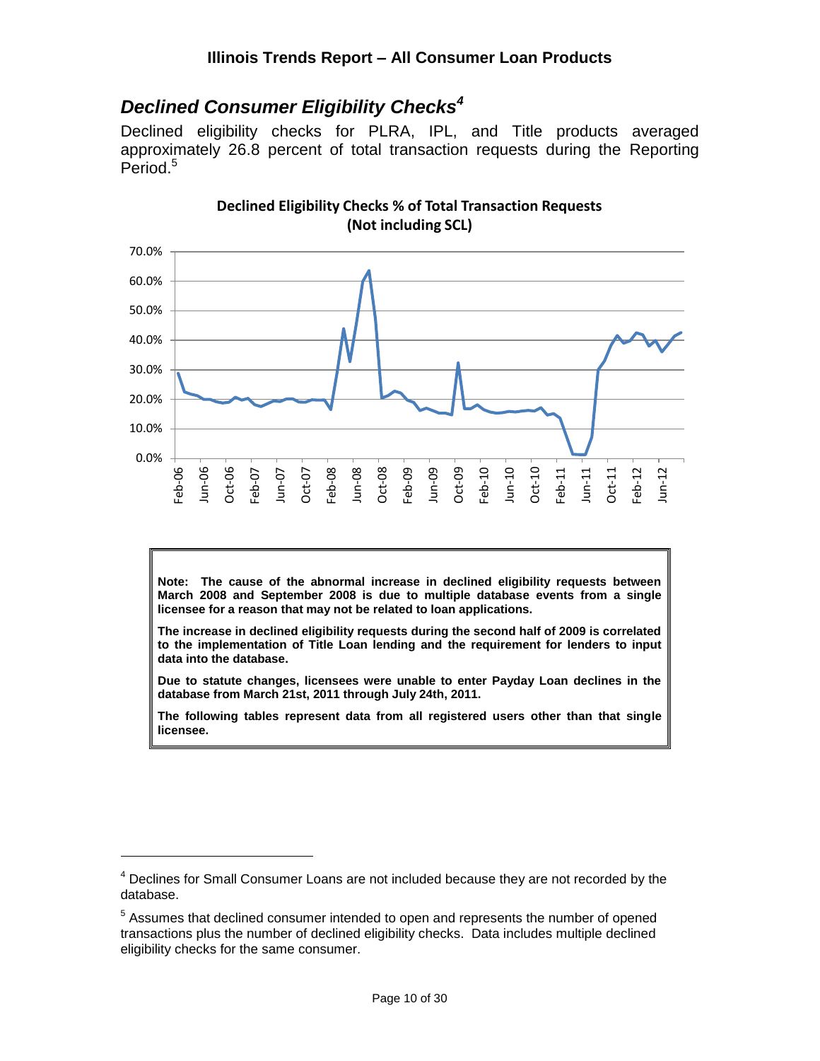## *Declined Consumer Eligibility Checks*[4]

Declined eligibility checks for PLRA, IPL, and Title products averaged approximately 26.8 percent of total transaction requests during the Reporting Period.[5]

**Declined Eligibility Checks % of Total Transaction Requests (Not including SCL)**

**Note: The cause of the abnormal increase in declined eligibility requests between March 2008 and September 2008 is due to multiple database events from a single licensee for a reason that may not be related to loan applications.**

**The increase in declined eligibility requests during the second half of 2009 is correlated to the implementation of Title Loan lending and the requirement for lenders to input data into the database.**

**Due to statute changes, licensees were unable to enter Payday Loan declines in the database from March 21st, 2011 through July 24th, 2011.**

**The following tables represent data from all registered users other than that single licensee.**

---

[4] Declines for Small Consumer Loans are not included because they are not recorded by the database.

[5] Assumes that declined consumer intended to open and represents the number of opened transactions plus the number of declined eligibility checks. Data includes multiple declined eligibility checks for the same consumer.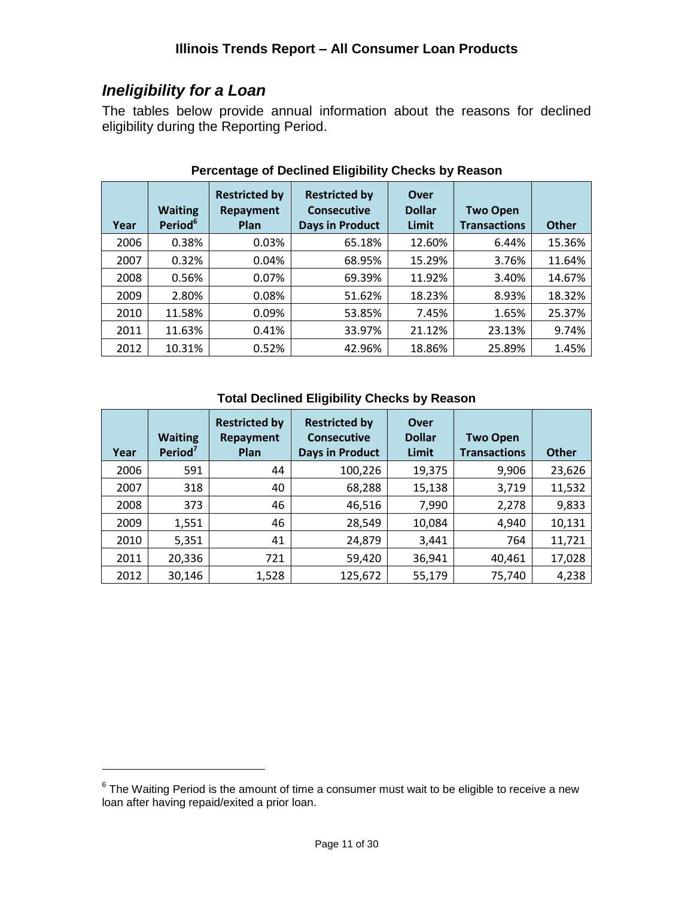## *Ineligibility for a Loan*

The tables below provide annual information about the reasons for declined eligibility during the Reporting Period.

**Percentage of Declined Eligibility Checks by Reason**

| Year | Waiting Period[6] | Restricted by Repayment Plan | Restricted by Consecutive Days in Product | Over Dollar Limit | Two Open Transactions | Other |
|---|---|---|---|---|---|---|
| 2006 | 0.38% | 0.03% | 65.18% | 12.60% | 6.44% | 15.36% |
| 2007 | 0.32% | 0.04% | 68.95% | 15.29% | 3.76% | 11.64% |
| 2008 | 0.56% | 0.07% | 69.39% | 11.92% | 3.40% | 14.67% |
| 2009 | 2.80% | 0.08% | 51.62% | 18.23% | 8.93% | 18.32% |
| 2010 | 11.58% | 0.09% | 53.85% | 7.45% | 1.65% | 25.37% |
| 2011 | 11.63% | 0.41% | 33.97% | 21.12% | 23.13% | 9.74% |
| 2012 | 10.31% | 0.52% | 42.96% | 18.86% | 25.89% | 1.45% |

**Total Declined Eligibility Checks by Reason**

| Year | Waiting Period[7] | Restricted by Repayment Plan | Restricted by Consecutive Days in Product | Over Dollar Limit | Two Open Transactions | Other |
|---|---|---|---|---|---|---|
| 2006 | 591 | 44 | 100,226 | 19,375 | 9,906 | 23,626 |
| 2007 | 318 | 40 | 68,288 | 15,138 | 3,719 | 11,532 |
| 2008 | 373 | 46 | 46,516 | 7,990 | 2,278 | 9,833 |
| 2009 | 1,551 | 46 | 28,549 | 10,084 | 4,940 | 10,131 |
| 2010 | 5,351 | 41 | 24,879 | 3,441 | 764 | 11,721 |
| 2011 | 20,336 | 721 | 59,420 | 36,941 | 40,461 | 17,028 |
| 2012 | 30,146 | 1,528 | 125,672 | 55,179 | 75,740 | 4,238 |

[6] The Waiting Period is the amount of time a consumer must wait to be eligible to receive a new loan after having repaid/exited a prior loan.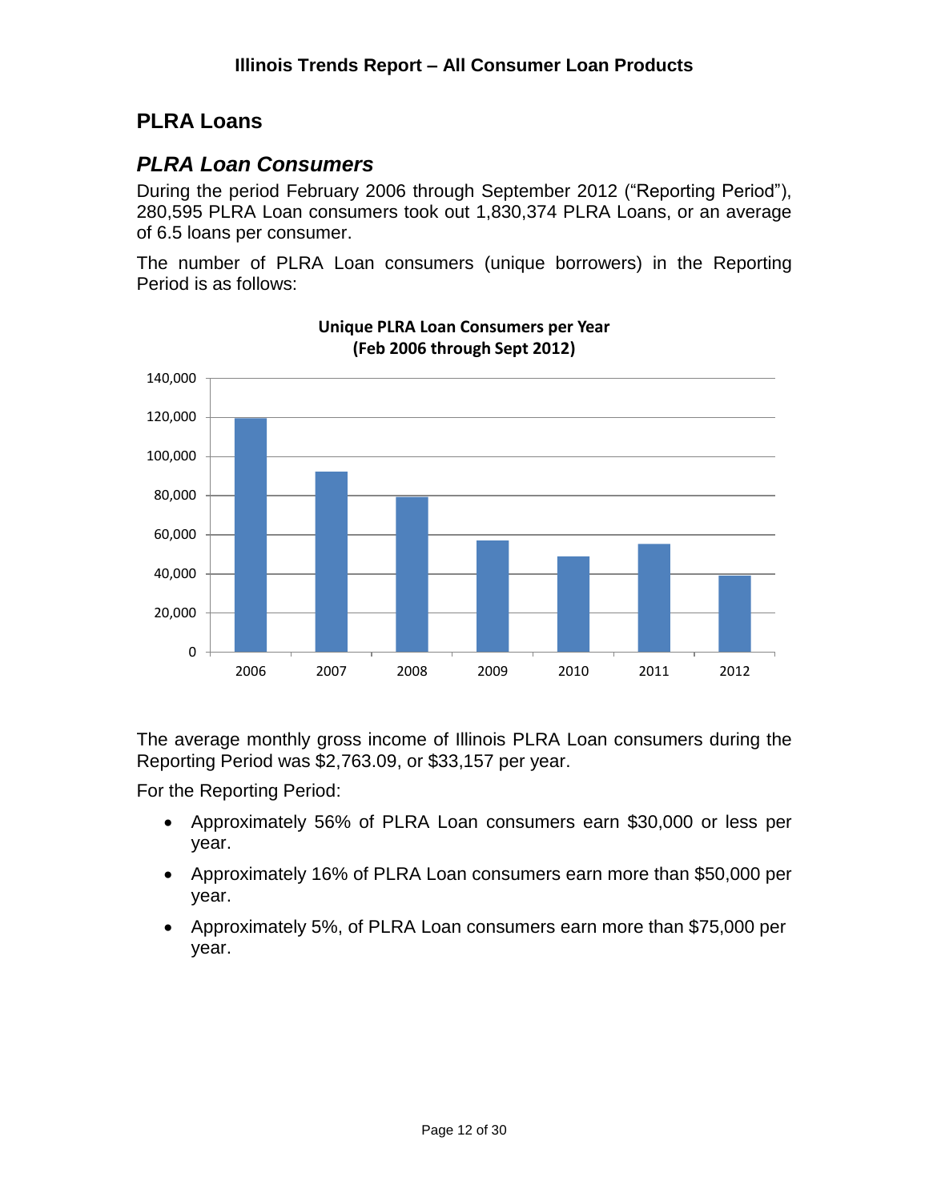## PLRA Loans

### *PLRA Loan Consumers*

During the period February 2006 through September 2012 (“Reporting Period”), 280,595 PLRA Loan consumers took out 1,830,374 PLRA Loans, or an average of 6.5 loans per consumer.

The number of PLRA Loan consumers (unique borrowers) in the Reporting Period is as follows:

**Unique PLRA Loan Consumers per Year (Feb 2006 through Sept 2012)**

The average monthly gross income of Illinois PLRA Loan consumers during the Reporting Period was $2,763.09, or $33,157 per year.

For the Reporting Period:

- Approximately 56% of PLRA Loan consumers earn $30,000 or less per year.
- Approximately 16% of PLRA Loan consumers earn more than $50,000 per year.
- Approximately 5%, of PLRA Loan consumers earn more than $75,000 per year.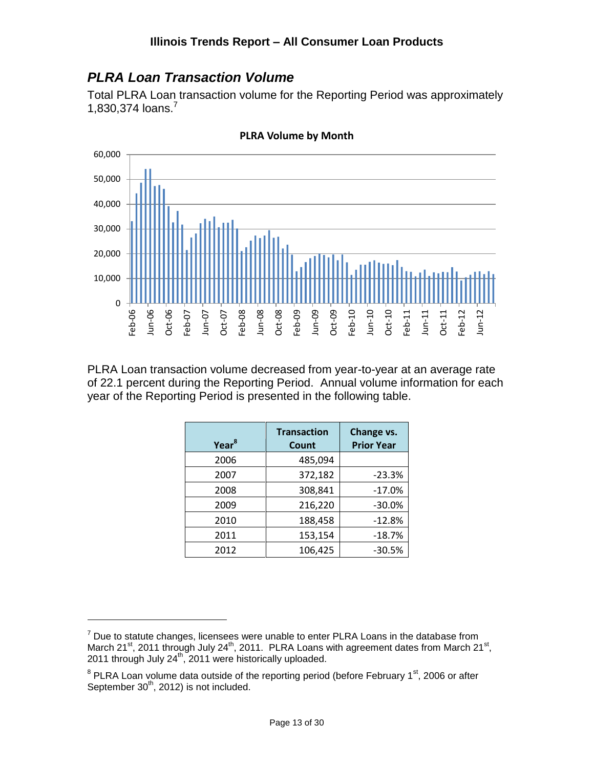## *PLRA Loan Transaction Volume*

Total PLRA Loan transaction volume for the Reporting Period was approximately 1,830,374 loans.[7]

PLRA Loan transaction volume decreased from year-to-year at an average rate of 22.1 percent during the Reporting Period. Annual volume information for each year of the Reporting Period is presented in the following table.

| Year[8] | Transaction Count | Change vs. Prior Year |
|---|---|---|
| 2006 | 485,094 | |
| 2007 | 372,182 | -23.3% |
| 2008 | 308,841 | -17.0% |
| 2009 | 216,220 | -30.0% |
| 2010 | 188,458 | -12.8% |
| 2011 | 153,154 | -18.7% |
| 2012 | 106,425 | -30.5% |

---

[7] Due to statute changes, licensees were unable to enter PLRA Loans in the database from March 21st, 2011 through July 24th, 2011. PLRA Loans with agreement dates from March 21st, 2011 through July 24th, 2011 were historically uploaded.

[8] PLRA Loan volume data outside of the reporting period (before February 1st, 2006 or after September 30th, 2012) is not included.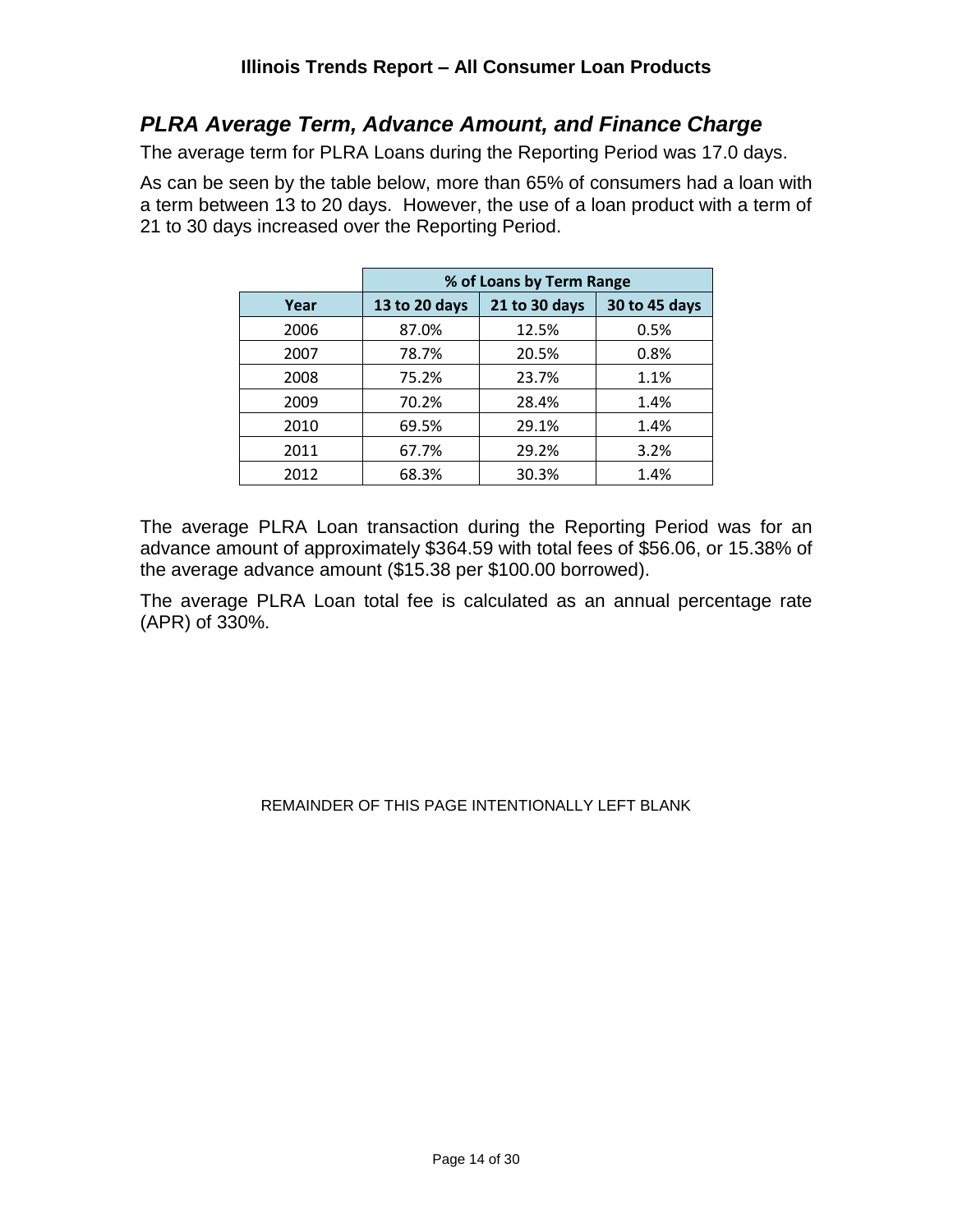## *PLRA Average Term, Advance Amount, and Finance Charge*

The average term for PLRA Loans during the Reporting Period was 17.0 days.

As can be seen by the table below, more than 65% of consumers had a loan with a term between 13 to 20 days. However, the use of a loan product with a term of 21 to 30 days increased over the Reporting Period.

| | % of Loans by Term Range | | |
|---|---|---|---|
| **Year** | **13 to 20 days** | **21 to 30 days** | **30 to 45 days** |
| 2006 | 87.0% | 12.5% | 0.5% |
| 2007 | 78.7% | 20.5% | 0.8% |
| 2008 | 75.2% | 23.7% | 1.1% |
| 2009 | 70.2% | 28.4% | 1.4% |
| 2010 | 69.5% | 29.1% | 1.4% |
| 2011 | 67.7% | 29.2% | 3.2% |
| 2012 | 68.3% | 30.3% | 1.4% |

The average PLRA Loan transaction during the Reporting Period was for an advance amount of approximately $364.59 with total fees of $56.06, or 15.38% of the average advance amount ($15.38 per $100.00 borrowed).

The average PLRA Loan total fee is calculated as an annual percentage rate (APR) of 330%.

REMAINDER OF THIS PAGE INTENTIONALLY LEFT BLANK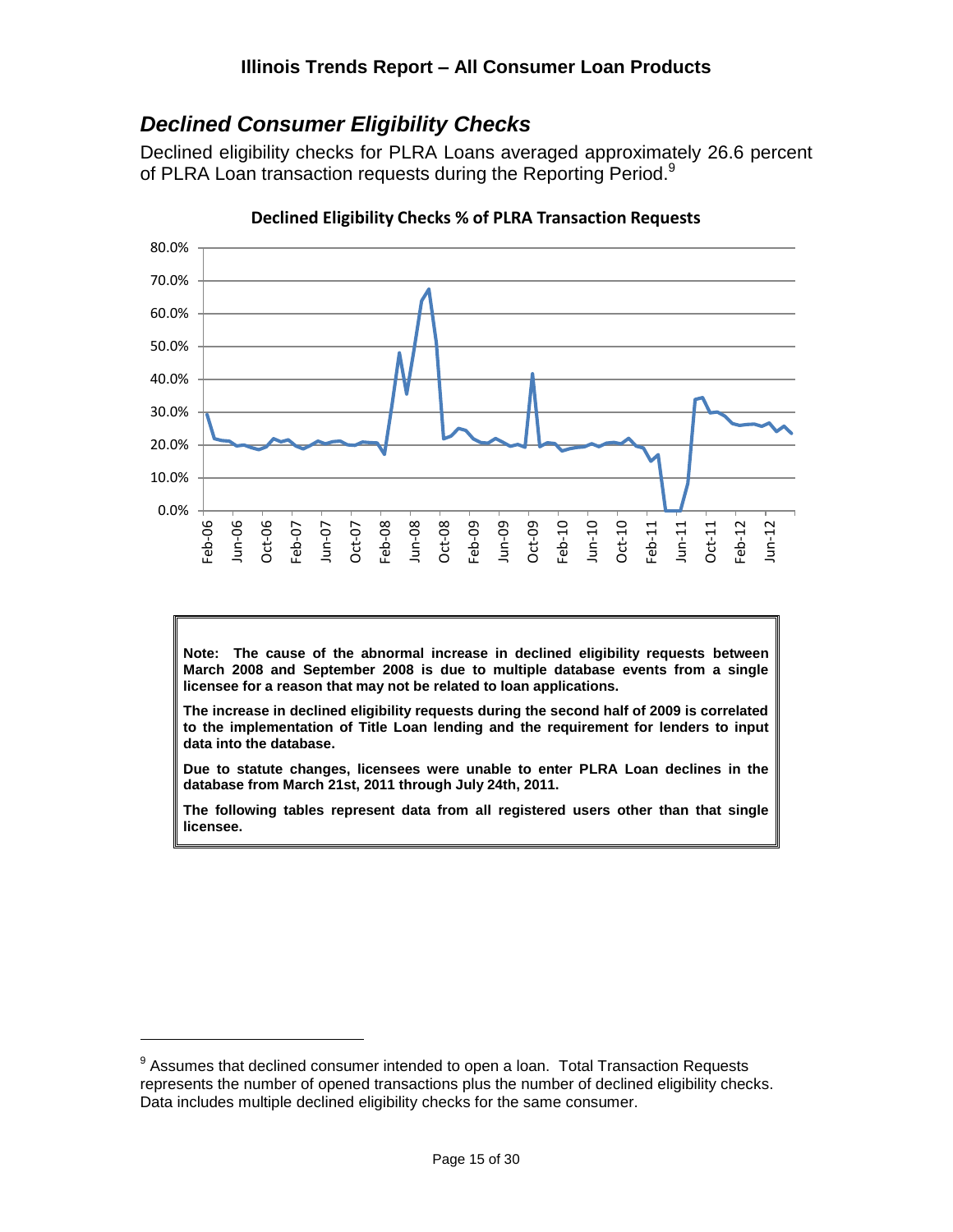## *Declined Consumer Eligibility Checks*

Declined eligibility checks for PLRA Loans averaged approximately 26.6 percent of PLRA Loan transaction requests during the Reporting Period.[9]

**Declined Eligibility Checks % of PLRA Transaction Requests**

> **Note: The cause of the abnormal increase in declined eligibility requests between March 2008 and September 2008 is due to multiple database events from a single licensee for a reason that may not be related to loan applications.**
>
> **The increase in declined eligibility requests during the second half of 2009 is correlated to the implementation of Title Loan lending and the requirement for lenders to input data into the database.**
>
> **Due to statute changes, licensees were unable to enter PLRA Loan declines in the database from March 21st, 2011 through July 24th, 2011.**
>
> **The following tables represent data from all registered users other than that single licensee.**

[9] Assumes that declined consumer intended to open a loan. Total Transaction Requests represents the number of opened transactions plus the number of declined eligibility checks. Data includes multiple declined eligibility checks for the same consumer.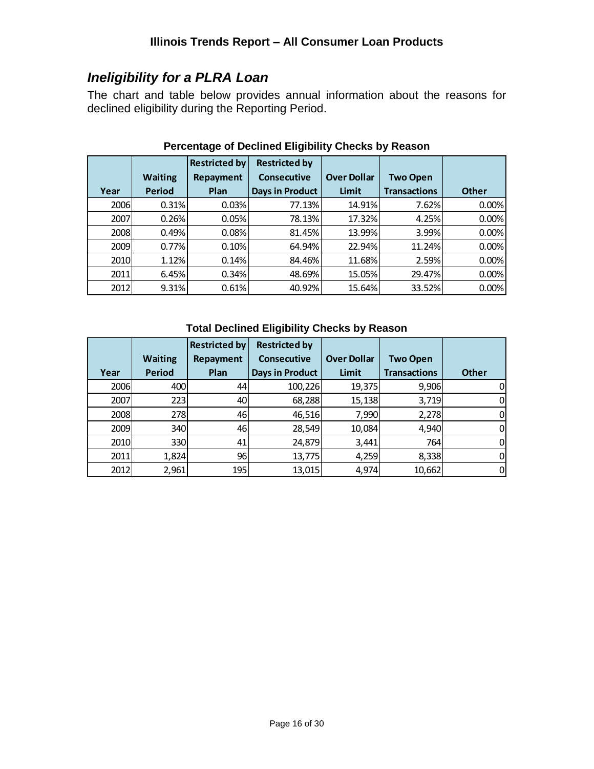## *Ineligibility for a PLRA Loan*

The chart and table below provides annual information about the reasons for declined eligibility during the Reporting Period.

**Percentage of Declined Eligibility Checks by Reason**

| Year | Waiting Period | Restricted by Repayment Plan | Restricted by Consecutive Days in Product | Over Dollar Limit | Two Open Transactions | Other |
|---|---|---|---|---|---|---|
| 2006 | 0.31% | 0.03% | 77.13% | 14.91% | 7.62% | 0.00% |
| 2007 | 0.26% | 0.05% | 78.13% | 17.32% | 4.25% | 0.00% |
| 2008 | 0.49% | 0.08% | 81.45% | 13.99% | 3.99% | 0.00% |
| 2009 | 0.77% | 0.10% | 64.94% | 22.94% | 11.24% | 0.00% |
| 2010 | 1.12% | 0.14% | 84.46% | 11.68% | 2.59% | 0.00% |
| 2011 | 6.45% | 0.34% | 48.69% | 15.05% | 29.47% | 0.00% |
| 2012 | 9.31% | 0.61% | 40.92% | 15.64% | 33.52% | 0.00% |

**Total Declined Eligibility Checks by Reason**

| Year | Waiting Period | Restricted by Repayment Plan | Restricted by Consecutive Days in Product | Over Dollar Limit | Two Open Transactions | Other |
|---|---|---|---|---|---|---|
| 2006 | 400 | 44 | 100,226 | 19,375 | 9,906 | 0 |
| 2007 | 223 | 40 | 68,288 | 15,138 | 3,719 | 0 |
| 2008 | 278 | 46 | 46,516 | 7,990 | 2,278 | 0 |
| 2009 | 340 | 46 | 28,549 | 10,084 | 4,940 | 0 |
| 2010 | 330 | 41 | 24,879 | 3,441 | 764 | 0 |
| 2011 | 1,824 | 96 | 13,775 | 4,259 | 8,338 | 0 |
| 2012 | 2,961 | 195 | 13,015 | 4,974 | 10,662 | 0 |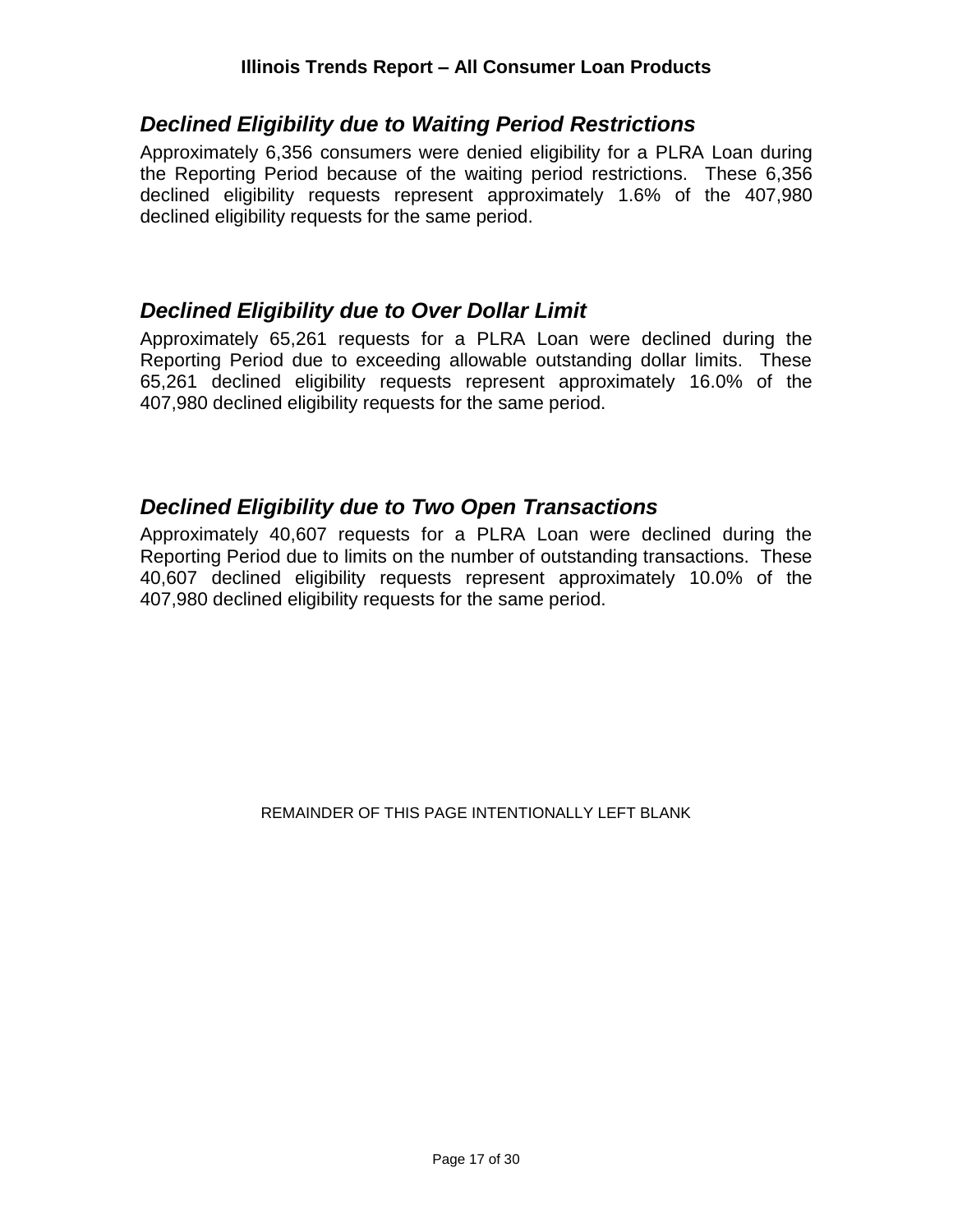## *Declined Eligibility due to Waiting Period Restrictions*

Approximately 6,356 consumers were denied eligibility for a PLRA Loan during the Reporting Period because of the waiting period restrictions. These 6,356 declined eligibility requests represent approximately 1.6% of the 407,980 declined eligibility requests for the same period.

## *Declined Eligibility due to Over Dollar Limit*

Approximately 65,261 requests for a PLRA Loan were declined during the Reporting Period due to exceeding allowable outstanding dollar limits. These 65,261 declined eligibility requests represent approximately 16.0% of the 407,980 declined eligibility requests for the same period.

## *Declined Eligibility due to Two Open Transactions*

Approximately 40,607 requests for a PLRA Loan were declined during the Reporting Period due to limits on the number of outstanding transactions. These 40,607 declined eligibility requests represent approximately 10.0% of the 407,980 declined eligibility requests for the same period.

REMAINDER OF THIS PAGE INTENTIONALLY LEFT BLANK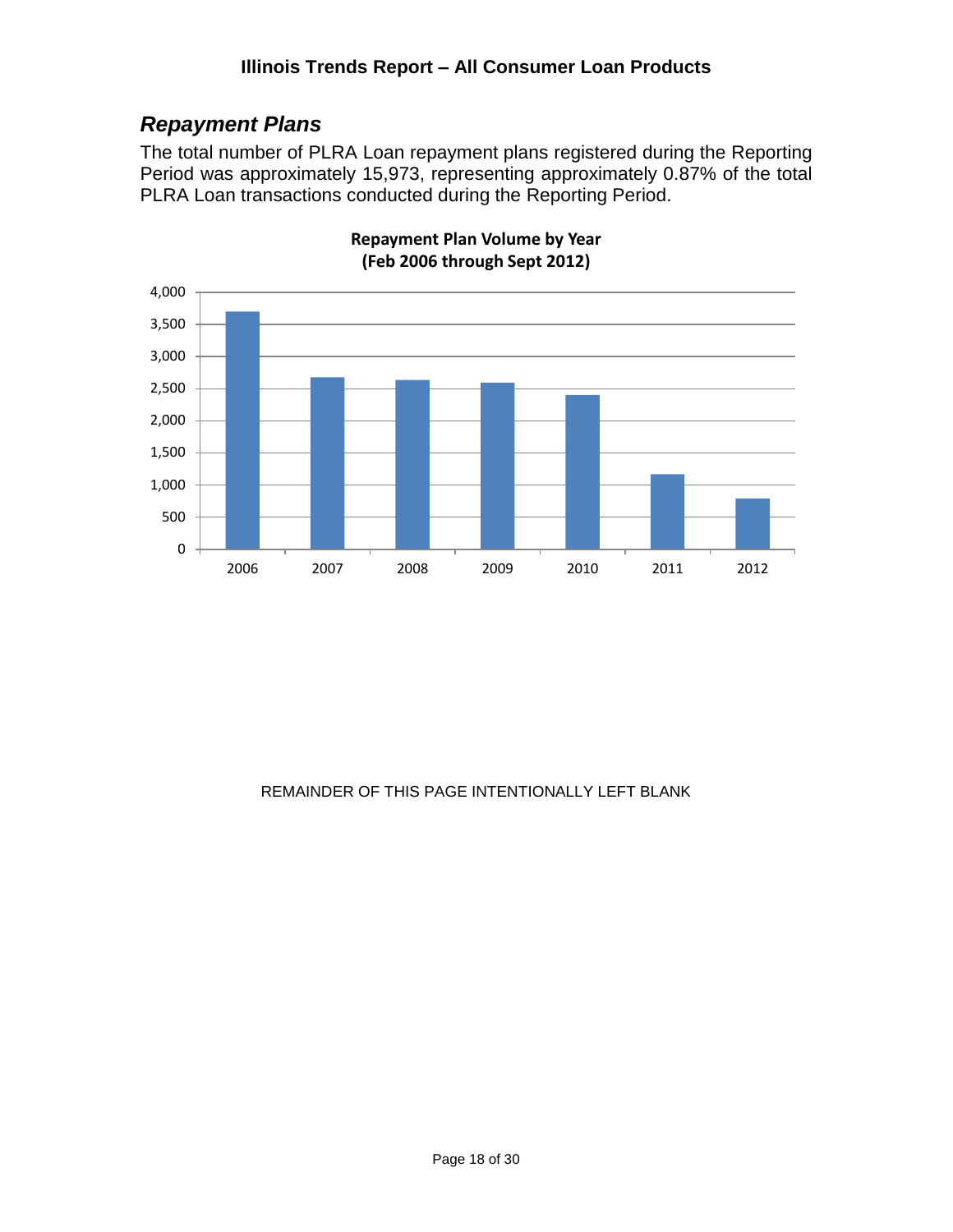## *Repayment Plans*

The total number of PLRA Loan repayment plans registered during the Reporting Period was approximately 15,973, representing approximately 0.87% of the total PLRA Loan transactions conducted during the Reporting Period.

**Repayment Plan Volume by Year (Feb 2006 through Sept 2012)**

REMAINDER OF THIS PAGE INTENTIONALLY LEFT BLANK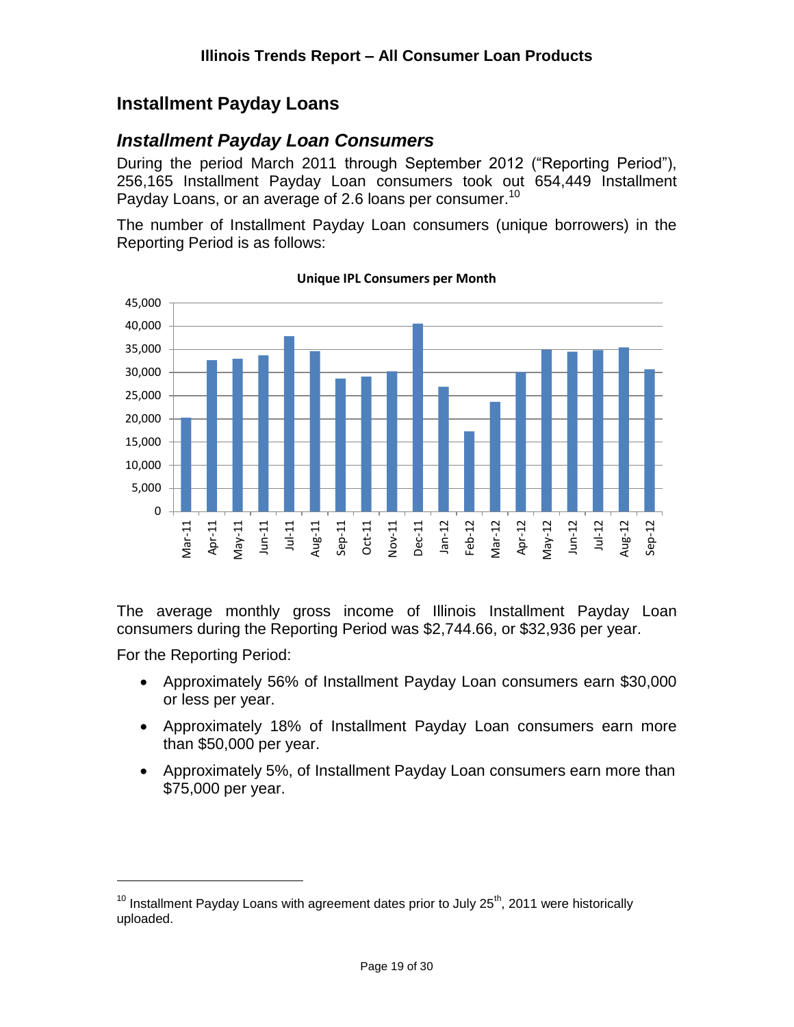## Installment Payday Loans

### *Installment Payday Loan Consumers*

During the period March 2011 through September 2012 ("Reporting Period"), 256,165 Installment Payday Loan consumers took out 654,449 Installment Payday Loans, or an average of 2.6 loans per consumer.[10]

The number of Installment Payday Loan consumers (unique borrowers) in the Reporting Period is as follows:

**Unique IPL Consumers per Month**

The average monthly gross income of Illinois Installment Payday Loan consumers during the Reporting Period was $2,744.66, or $32,936 per year.

For the Reporting Period:

- Approximately 56% of Installment Payday Loan consumers earn $30,000 or less per year.
- Approximately 18% of Installment Payday Loan consumers earn more than $50,000 per year.
- Approximately 5%, of Installment Payday Loan consumers earn more than $75,000 per year.

---

[10] Installment Payday Loans with agreement dates prior to July 25th, 2011 were historically uploaded.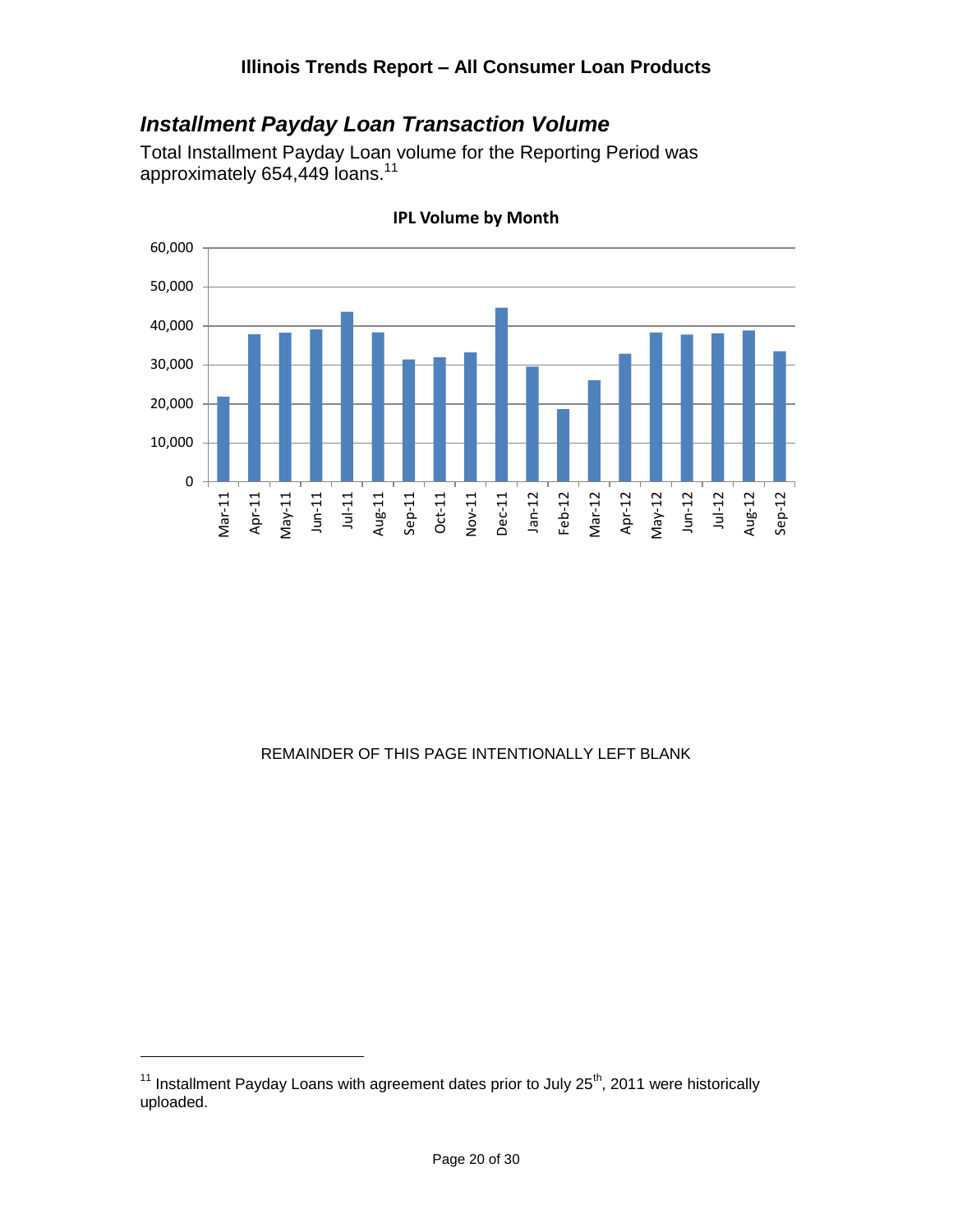## *Installment Payday Loan Transaction Volume*

Total Installment Payday Loan volume for the Reporting Period was approximately 654,449 loans.[11]

**IPL Volume by Month**

REMAINDER OF THIS PAGE INTENTIONALLY LEFT BLANK

---

[11] Installment Payday Loans with agreement dates prior to July 25th, 2011 were historically uploaded.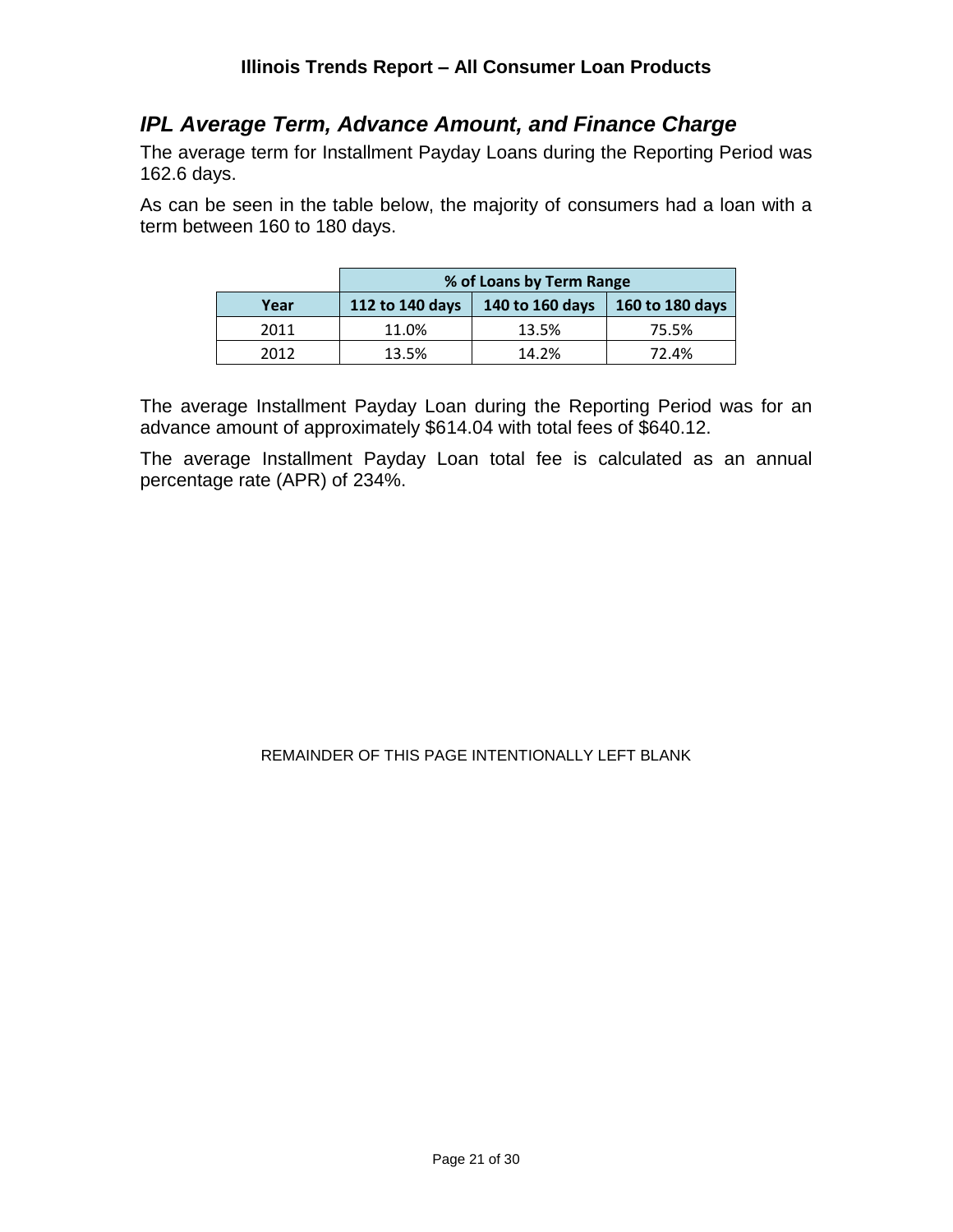## *IPL Average Term, Advance Amount, and Finance Charge*

The average term for Installment Payday Loans during the Reporting Period was 162.6 days.

As can be seen in the table below, the majority of consumers had a loan with a term between 160 to 180 days.

| | % of Loans by Term Range | | |
|---|---|---|---|
| **Year** | **112 to 140 days** | **140 to 160 days** | **160 to 180 days** |
| 2011 | 11.0% | 13.5% | 75.5% |
| 2012 | 13.5% | 14.2% | 72.4% |

The average Installment Payday Loan during the Reporting Period was for an advance amount of approximately $614.04 with total fees of $640.12.

The average Installment Payday Loan total fee is calculated as an annual percentage rate (APR) of 234%.

REMAINDER OF THIS PAGE INTENTIONALLY LEFT BLANK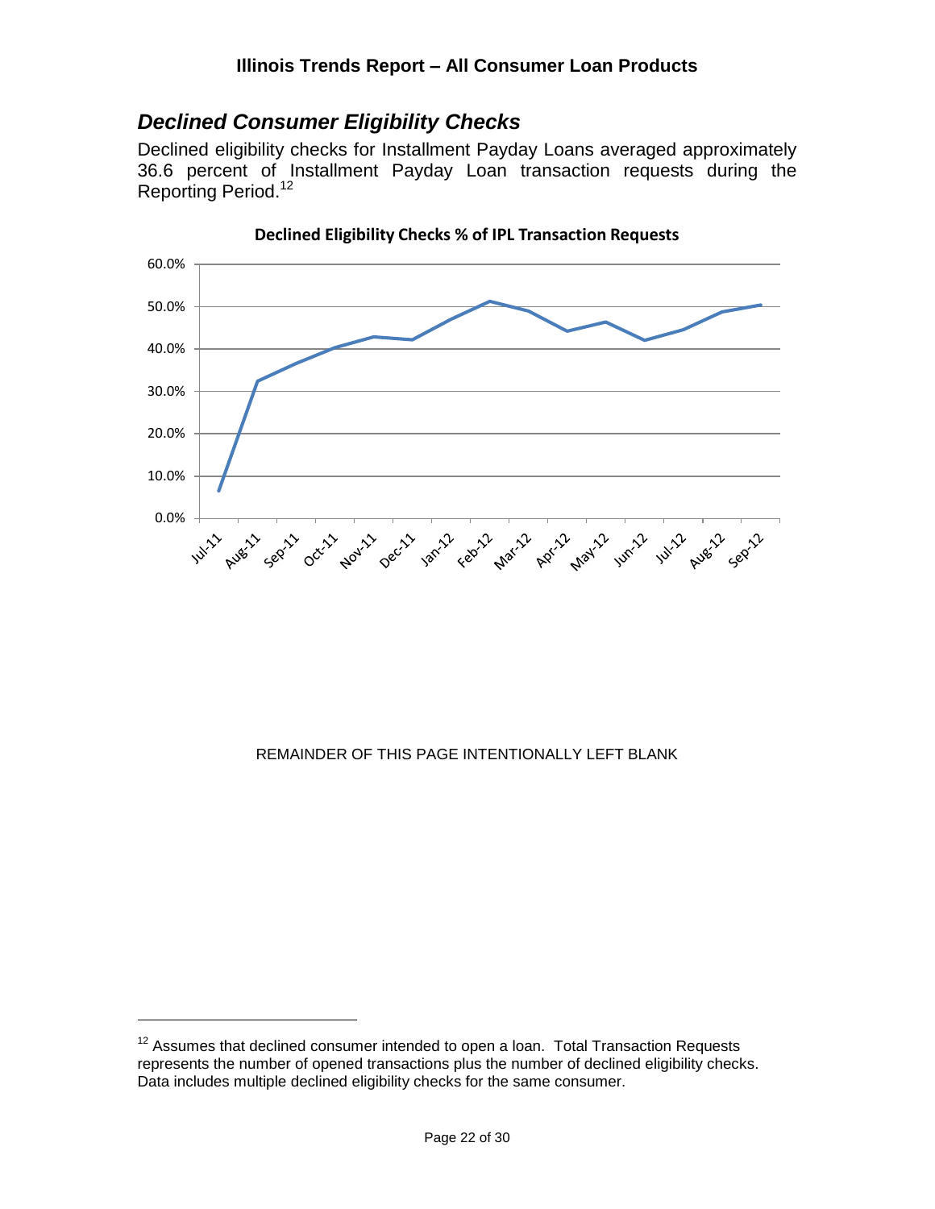## *Declined Consumer Eligibility Checks*

Declined eligibility checks for Installment Payday Loans averaged approximately 36.6 percent of Installment Payday Loan transaction requests during the Reporting Period.[12]

**Declined Eligibility Checks % of IPL Transaction Requests**

REMAINDER OF THIS PAGE INTENTIONALLY LEFT BLANK

---

[12] Assumes that declined consumer intended to open a loan. Total Transaction Requests represents the number of opened transactions plus the number of declined eligibility checks. Data includes multiple declined eligibility checks for the same consumer.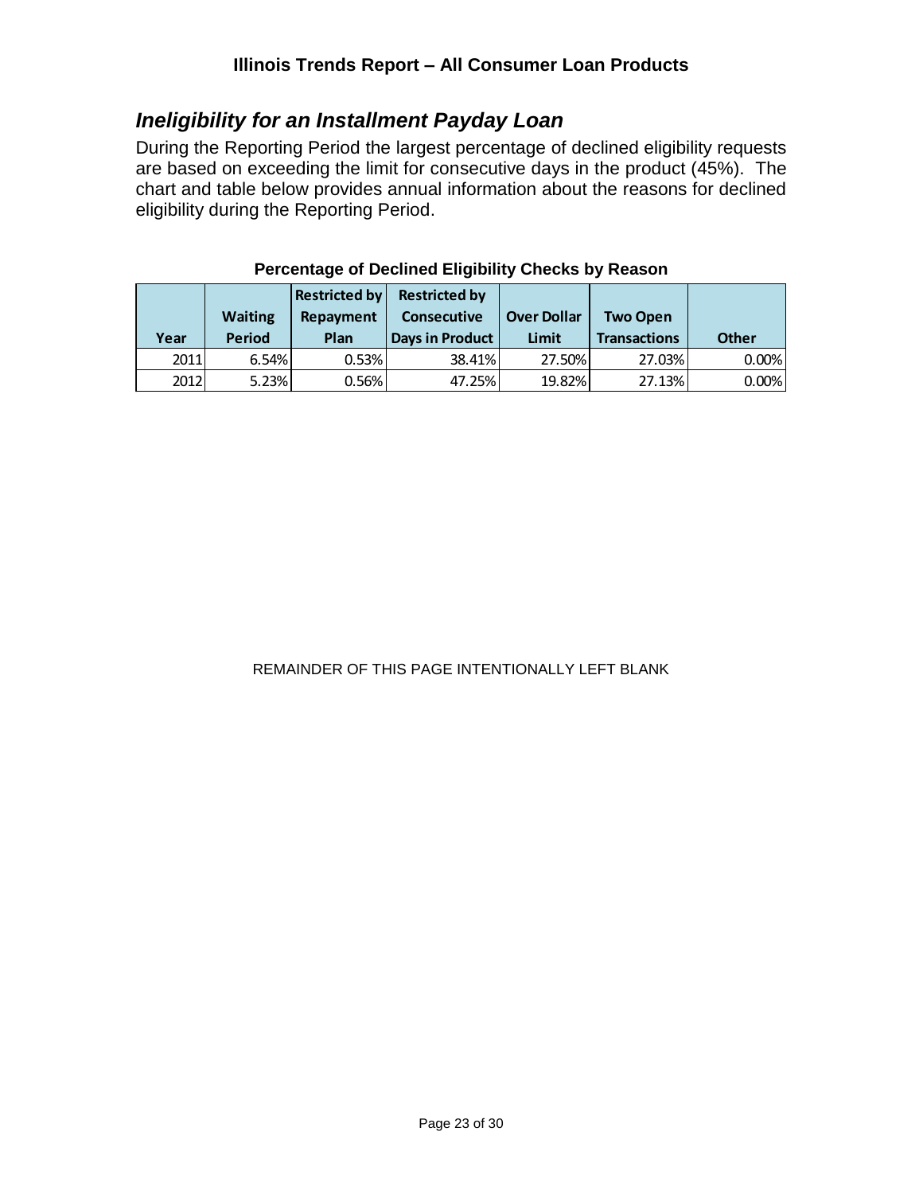## *Ineligibility for an Installment Payday Loan*

During the Reporting Period the largest percentage of declined eligibility requests are based on exceeding the limit for consecutive days in the product (45%). The chart and table below provides annual information about the reasons for declined eligibility during the Reporting Period.

**Percentage of Declined Eligibility Checks by Reason**

| Year | Waiting Period | Restricted by Repayment Plan | Restricted by Consecutive Days in Product | Over Dollar Limit | Two Open Transactions | Other |
|---|---|---|---|---|---|---|
| 2011 | 6.54% | 0.53% | 38.41% | 27.50% | 27.03% | 0.00% |
| 2012 | 5.23% | 0.56% | 47.25% | 19.82% | 27.13% | 0.00% |

REMAINDER OF THIS PAGE INTENTIONALLY LEFT BLANK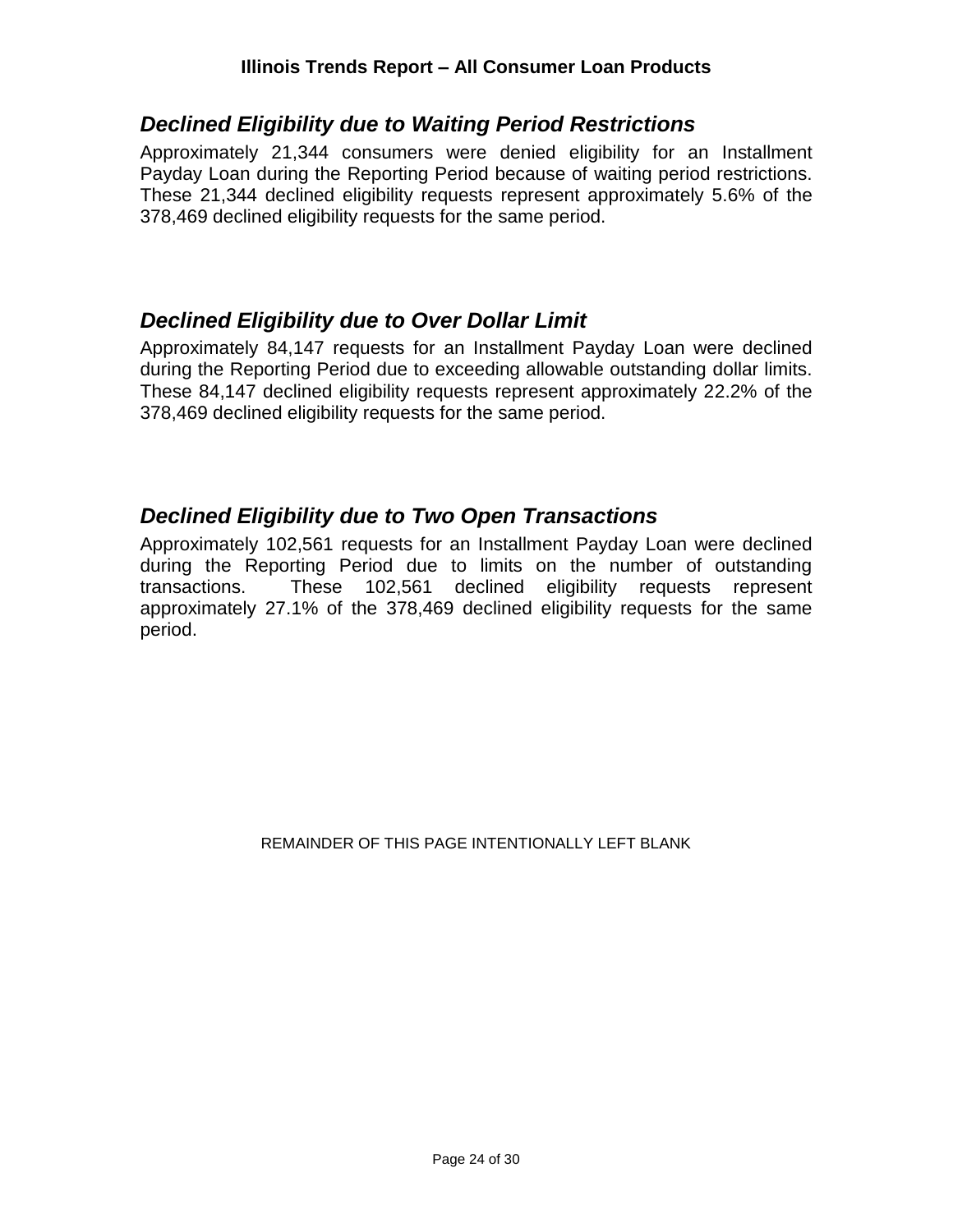## *Declined Eligibility due to Waiting Period Restrictions*

Approximately 21,344 consumers were denied eligibility for an Installment Payday Loan during the Reporting Period because of waiting period restrictions. These 21,344 declined eligibility requests represent approximately 5.6% of the 378,469 declined eligibility requests for the same period.

## *Declined Eligibility due to Over Dollar Limit*

Approximately 84,147 requests for an Installment Payday Loan were declined during the Reporting Period due to exceeding allowable outstanding dollar limits. These 84,147 declined eligibility requests represent approximately 22.2% of the 378,469 declined eligibility requests for the same period.

## *Declined Eligibility due to Two Open Transactions*

Approximately 102,561 requests for an Installment Payday Loan were declined during the Reporting Period due to limits on the number of outstanding transactions. These 102,561 declined eligibility requests represent approximately 27.1% of the 378,469 declined eligibility requests for the same period.

REMAINDER OF THIS PAGE INTENTIONALLY LEFT BLANK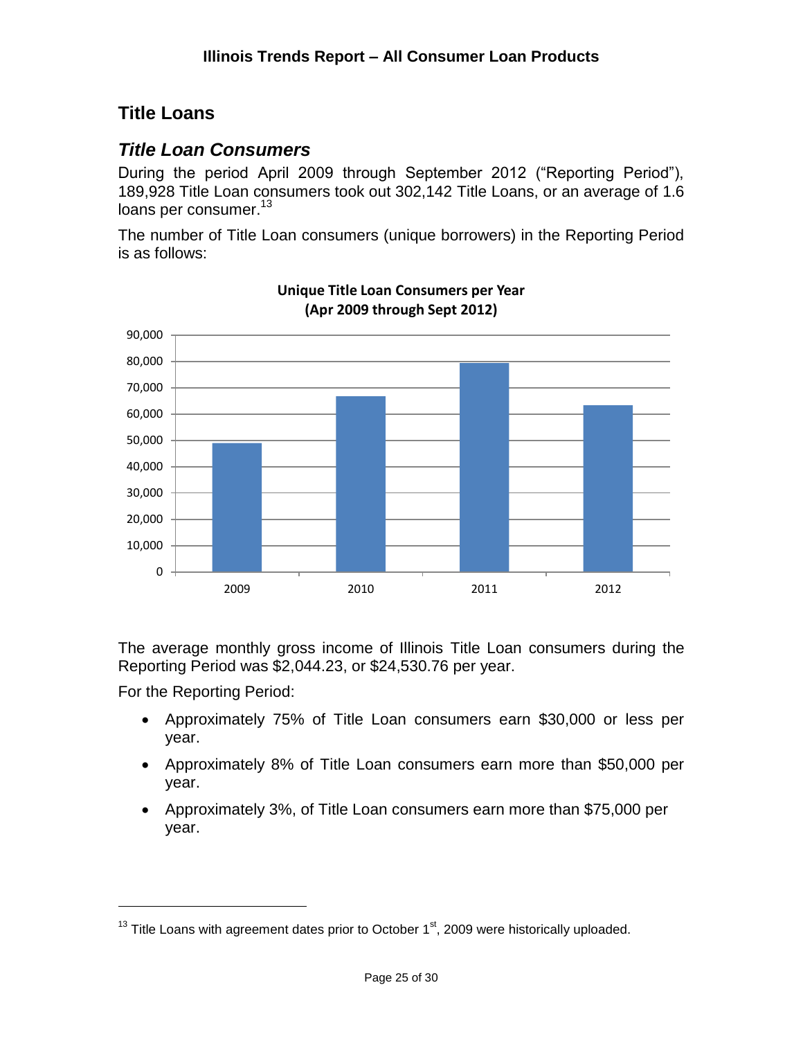## Title Loans

### *Title Loan Consumers*

During the period April 2009 through September 2012 ("Reporting Period"), 189,928 Title Loan consumers took out 302,142 Title Loans, or an average of 1.6 loans per consumer.[13]

The number of Title Loan consumers (unique borrowers) in the Reporting Period is as follows:

**Unique Title Loan Consumers per Year (Apr 2009 through Sept 2012)**

The average monthly gross income of Illinois Title Loan consumers during the Reporting Period was $2,044.23, or $24,530.76 per year.

For the Reporting Period:

- Approximately 75% of Title Loan consumers earn $30,000 or less per year.
- Approximately 8% of Title Loan consumers earn more than $50,000 per year.
- Approximately 3%, of Title Loan consumers earn more than $75,000 per year.

[13] Title Loans with agreement dates prior to October 1st, 2009 were historically uploaded.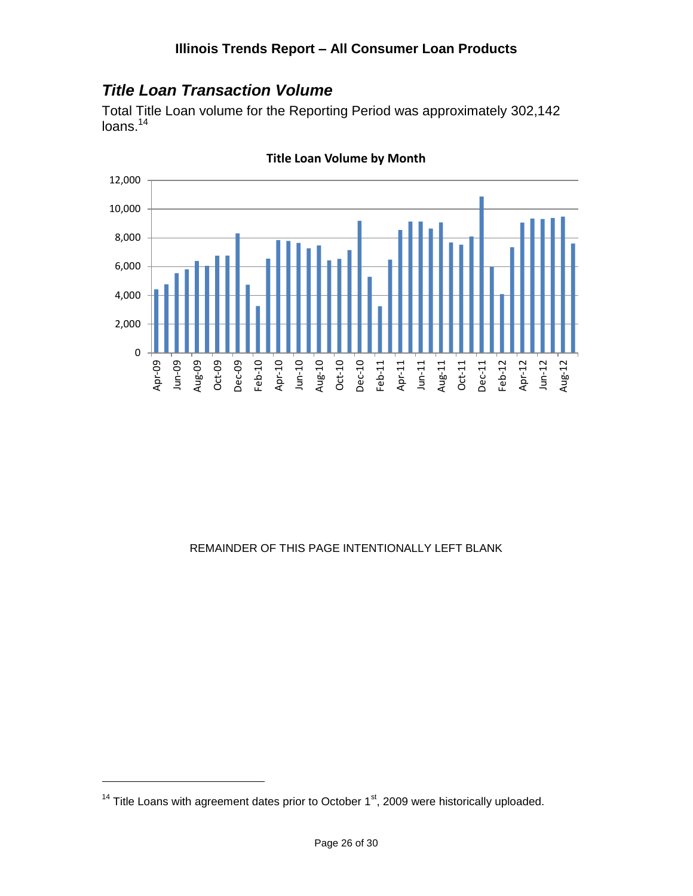## *Title Loan Transaction Volume*

Total Title Loan volume for the Reporting Period was approximately 302,142 loans.[14]

**Title Loan Volume by Month**

REMAINDER OF THIS PAGE INTENTIONALLY LEFT BLANK

[14] Title Loans with agreement dates prior to October 1st, 2009 were historically uploaded.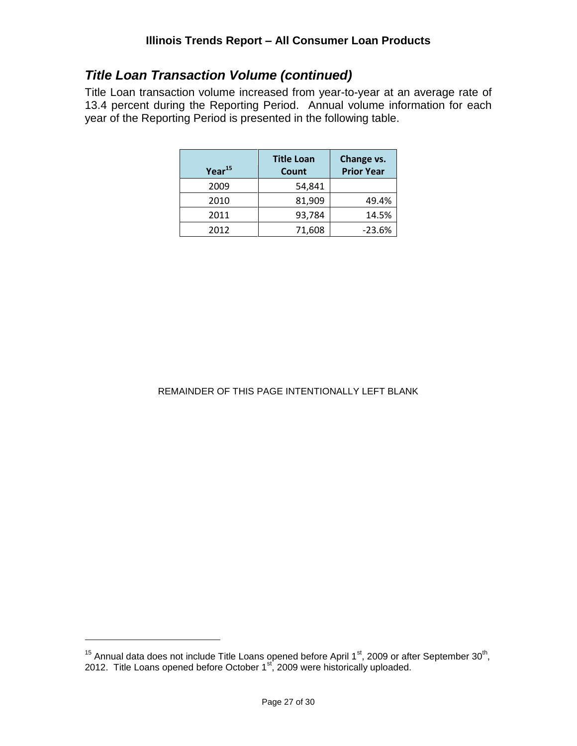## *Title Loan Transaction Volume (continued)*

Title Loan transaction volume increased from year-to-year at an average rate of 13.4 percent during the Reporting Period. Annual volume information for each year of the Reporting Period is presented in the following table.

| Year[15] | Title Loan Count | Change vs. Prior Year |
|---|---|---|
| 2009 | 54,841 | |
| 2010 | 81,909 | 49.4% |
| 2011 | 93,784 | 14.5% |
| 2012 | 71,608 | -23.6% |

REMAINDER OF THIS PAGE INTENTIONALLY LEFT BLANK

[15] Annual data does not include Title Loans opened before April 1st, 2009 or after September 30th, 2012. Title Loans opened before October 1st, 2009 were historically uploaded.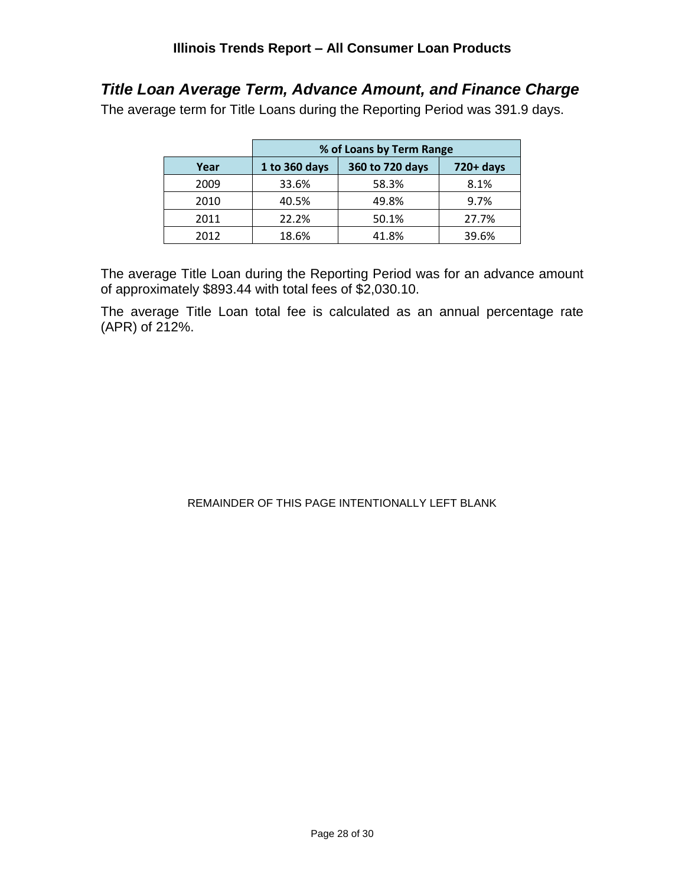## *Title Loan Average Term, Advance Amount, and Finance Charge*

The average term for Title Loans during the Reporting Period was 391.9 days.

| | % of Loans by Term Range | | |
|---|---|---|---|
| **Year** | **1 to 360 days** | **360 to 720 days** | **720+ days** |
| 2009 | 33.6% | 58.3% | 8.1% |
| 2010 | 40.5% | 49.8% | 9.7% |
| 2011 | 22.2% | 50.1% | 27.7% |
| 2012 | 18.6% | 41.8% | 39.6% |

The average Title Loan during the Reporting Period was for an advance amount of approximately $893.44 with total fees of $2,030.10.

The average Title Loan total fee is calculated as an annual percentage rate (APR) of 212%.

REMAINDER OF THIS PAGE INTENTIONALLY LEFT BLANK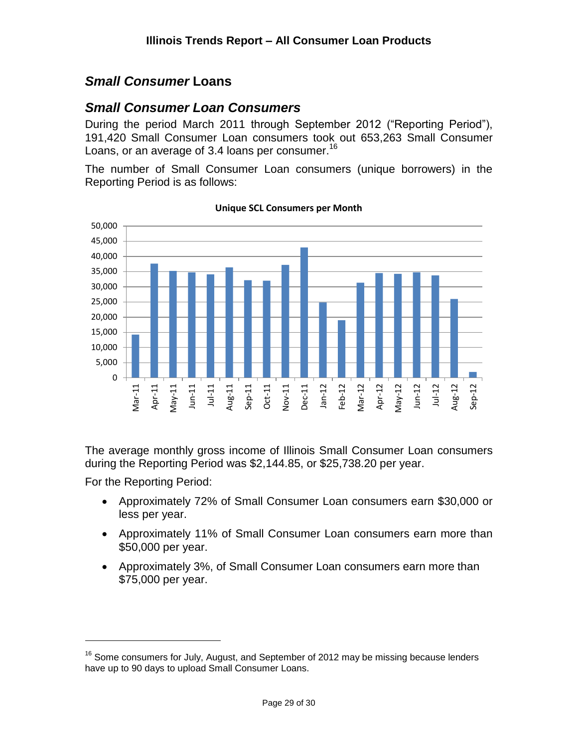# Small Consumer Loans

## Small Consumer Loan Consumers

During the period March 2011 through September 2012 ("Reporting Period"), 191,420 Small Consumer Loan consumers took out 653,263 Small Consumer Loans, or an average of 3.4 loans per consumer.[16]

The number of Small Consumer Loan consumers (unique borrowers) in the Reporting Period is as follows:

**Unique SCL Consumers per Month**

The average monthly gross income of Illinois Small Consumer Loan consumers during the Reporting Period was $2,144.85, or $25,738.20 per year.

For the Reporting Period:

- Approximately 72% of Small Consumer Loan consumers earn $30,000 or less per year.
- Approximately 11% of Small Consumer Loan consumers earn more than $50,000 per year.
- Approximately 3%, of Small Consumer Loan consumers earn more than $75,000 per year.

---

[16] Some consumers for July, August, and September of 2012 may be missing because lenders have up to 90 days to upload Small Consumer Loans.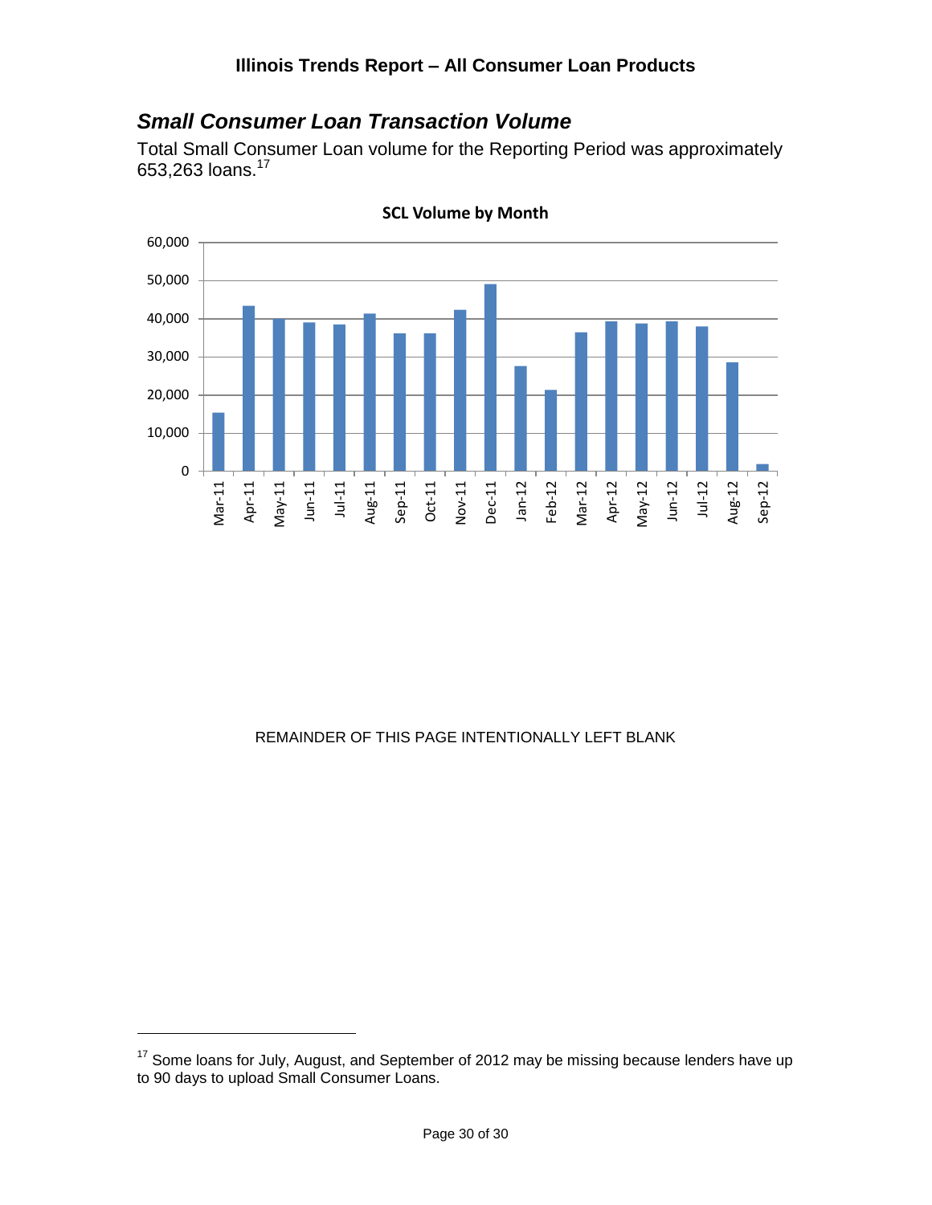## *Small Consumer Loan Transaction Volume*

Total Small Consumer Loan volume for the Reporting Period was approximately 653,263 loans.[17]

**SCL Volume by Month**

60,000
50,000
40,000
30,000
20,000
10,000
0

Mar-11
Apr-11
May-11
Jun-11
Jul-11
Aug-11
Sep-11
Oct-11
Nov-11
Dec-11
Jan-12
Feb-12
Mar-12
Apr-12
May-12
Jun-12
Jul-12
Aug-12
Sep-12

REMAINDER OF THIS PAGE INTENTIONALLY LEFT BLANK

[17] Some loans for July, August, and September of 2012 may be missing because lenders have up to 90 days to upload Small Consumer Loans.